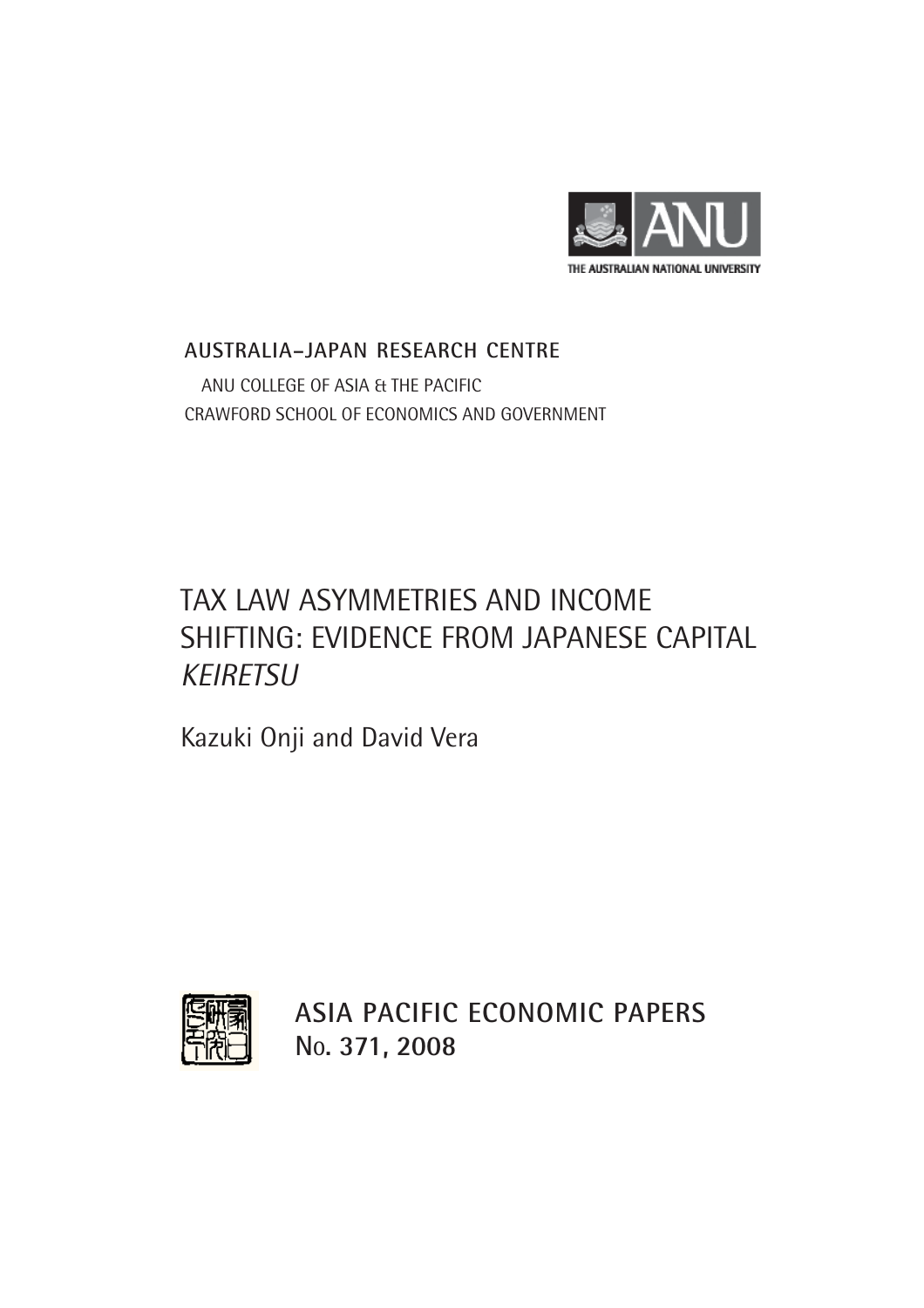THE AUSTRALIAN NATIONAL UNIVERSITY

**AUSTRALIA–JAPAN RESEARCH CENTRE**

ANU COLLEGE OF ASIA & THE PACIFIC
CRAWFORD SCHOOL OF ECONOMICS AND GOVERNMENT

# TAX LAW ASYMMETRIES AND INCOME SHIFTING: EVIDENCE FROM JAPANESE CAPITAL *KEIRETSU*

Kazuki Onji and David Vera

**ASIA PACIFIC ECONOMIC PAPERS**
**No. 371, 2008**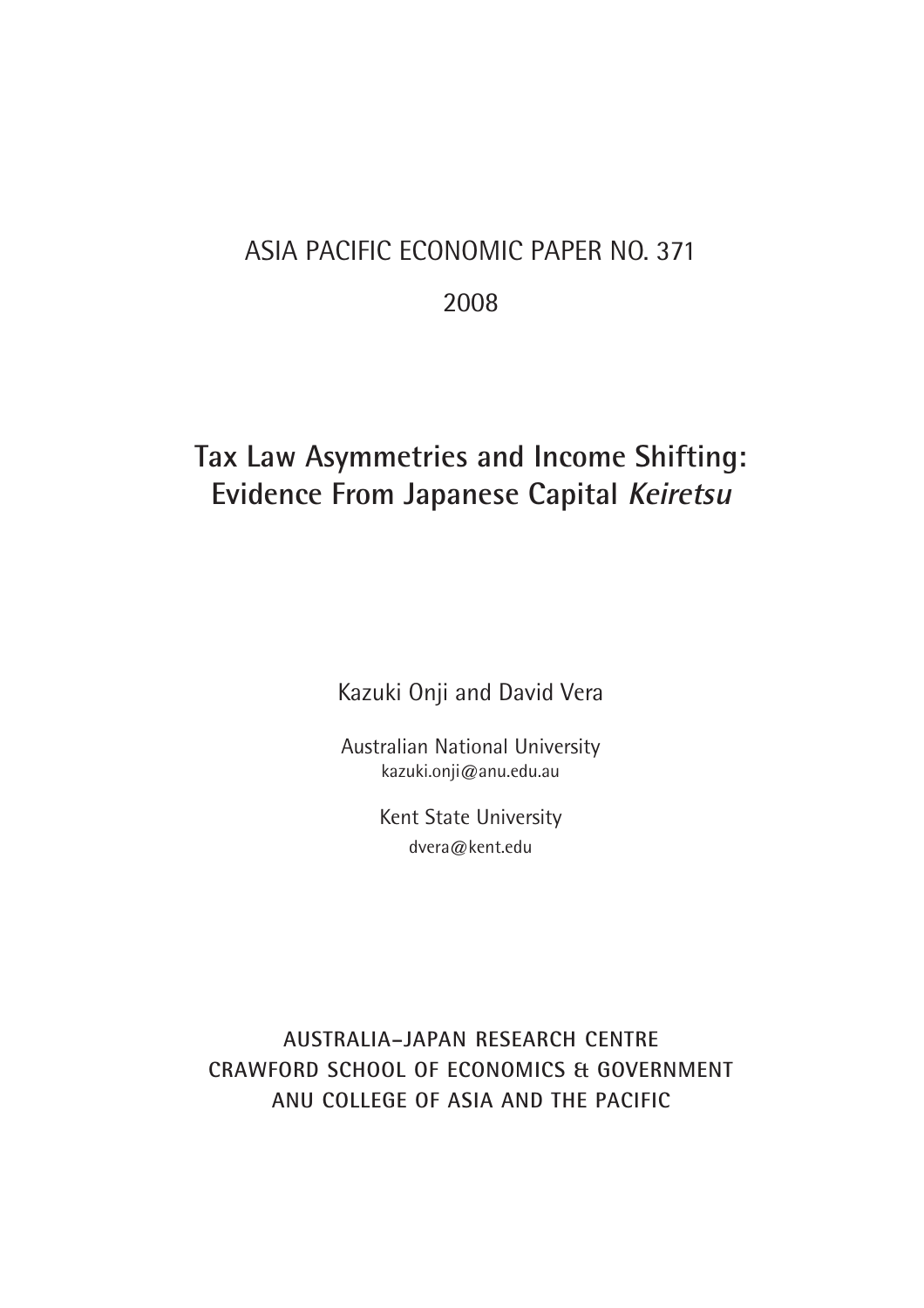ASIA PACIFIC ECONOMIC PAPER NO. 371

2008

# Tax Law Asymmetries and Income Shifting: Evidence From Japanese Capital *Keiretsu*

Kazuki Onji and David Vera

Australian National University
kazuki.onji@anu.edu.au

Kent State University
dvera@kent.edu

**AUSTRALIA–JAPAN RESEARCH CENTRE**
**CRAWFORD SCHOOL OF ECONOMICS & GOVERNMENT**
**ANU COLLEGE OF ASIA AND THE PACIFIC**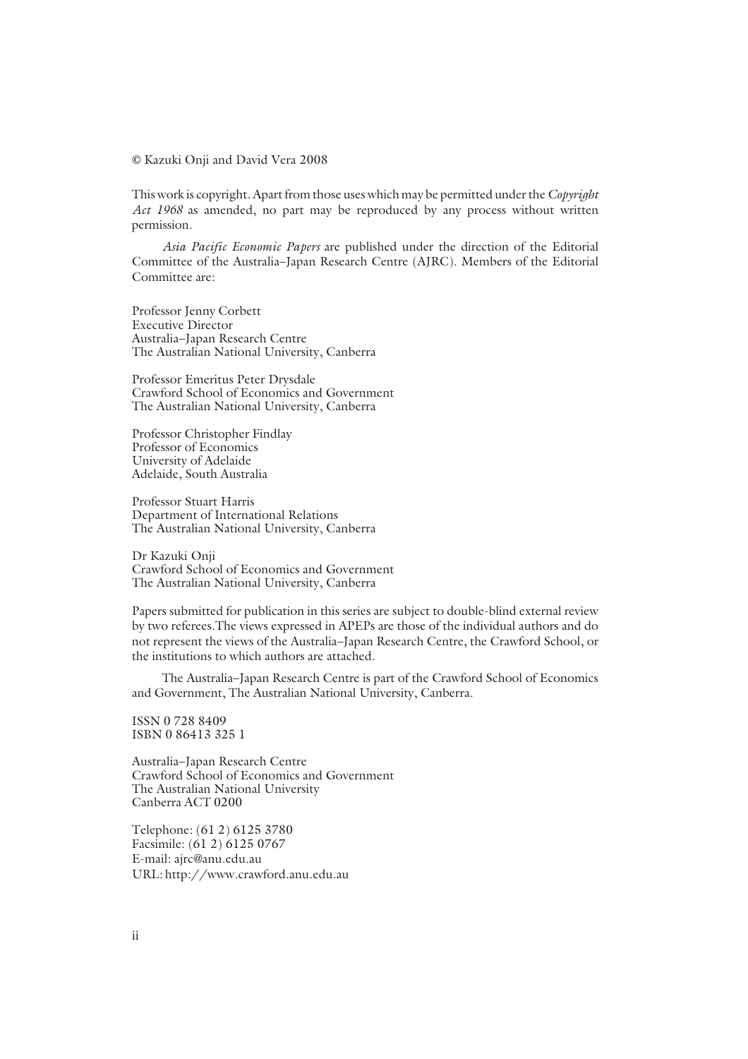© Kazuki Onji and David Vera 2008

This work is copyright. Apart from those uses which may be permitted under the *Copyright Act 1968* as amended, no part may be reproduced by any process without written permission.

*Asia Pacific Economic Papers* are published under the direction of the Editorial Committee of the Australia–Japan Research Centre (AJRC). Members of the Editorial Committee are:

Professor Jenny Corbett
Executive Director
Australia–Japan Research Centre
The Australian National University, Canberra

Professor Emeritus Peter Drysdale
Crawford School of Economics and Government
The Australian National University, Canberra

Professor Christopher Findlay
Professor of Economics
University of Adelaide
Adelaide, South Australia

Professor Stuart Harris
Department of International Relations
The Australian National University, Canberra

Dr Kazuki Onji
Crawford School of Economics and Government
The Australian National University, Canberra

Papers submitted for publication in this series are subject to double-blind external review by two referees.The views expressed in APEPs are those of the individual authors and do not represent the views of the Australia–Japan Research Centre, the Crawford School, or the institutions to which authors are attached.

The Australia–Japan Research Centre is part of the Crawford School of Economics and Government, The Australian National University, Canberra.

ISSN 0 728 8409
ISBN 0 86413 325 1

Australia–Japan Research Centre
Crawford School of Economics and Government
The Australian National University
Canberra ACT 0200

Telephone: (61 2) 6125 3780
Facsimile: (61 2) 6125 0767
E-mail: ajrc@anu.edu.au
URL: http://www.crawford.anu.edu.au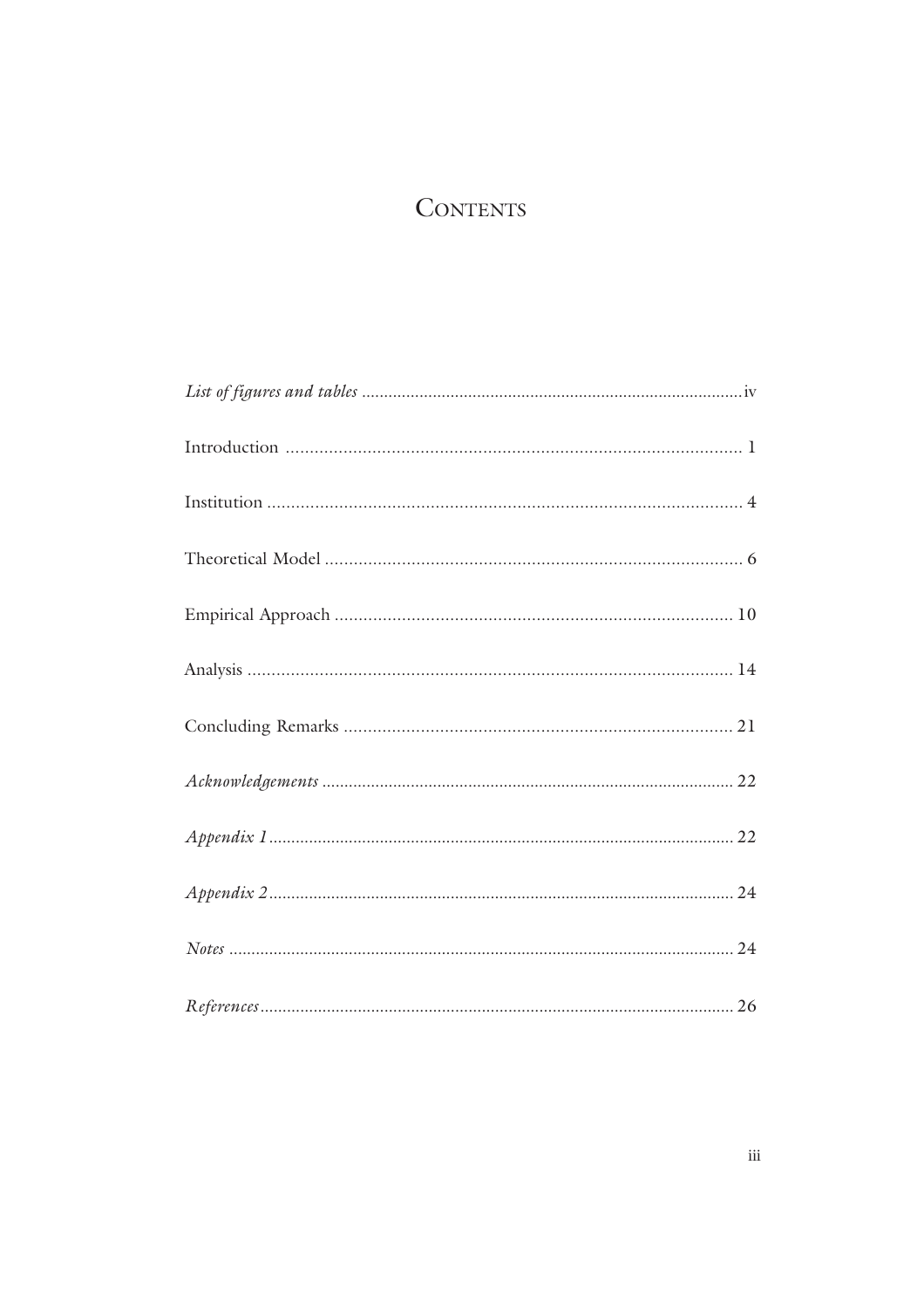# Contents

*List of figures and tables* .................................................................................... iv

Introduction ............................................................................................... 1

Institution .................................................................................................. 4

Theoretical Model ...................................................................................... 6

Empirical Approach .................................................................................. 10

Analysis .................................................................................................... 14

Concluding Remarks ................................................................................ 21

*Acknowledgements* .................................................................................. 22

*Appendix 1* .............................................................................................. 22

*Appendix 2* .............................................................................................. 24

*Notes* ...................................................................................................... 24

*References* ............................................................................................... 26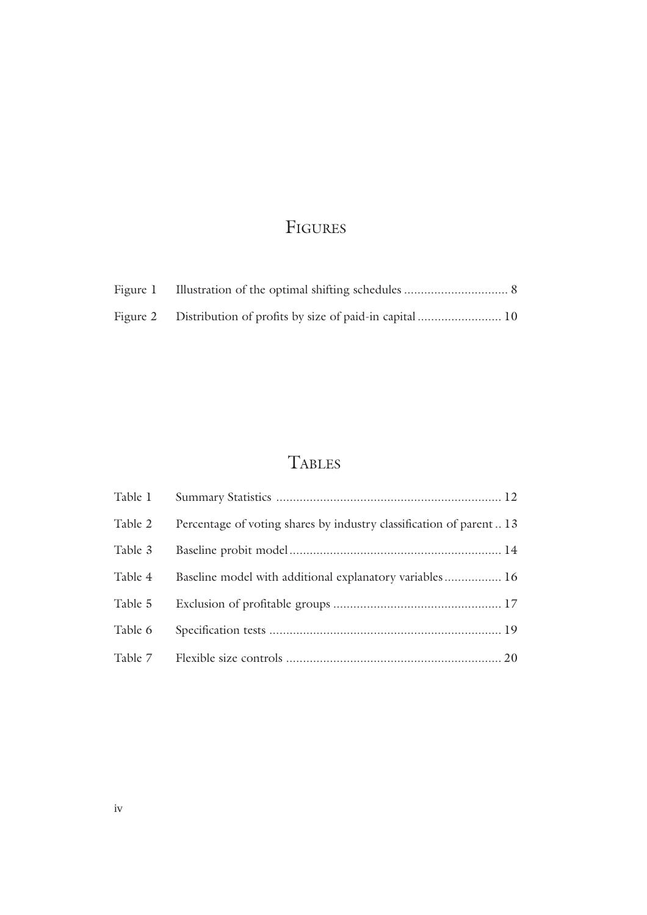# Figures

| | | |
|---|---|---|
| Figure 1 | Illustration of the optimal shifting schedules | 8 |
| Figure 2 | Distribution of profits by size of paid-in capital | 10 |

# Tables

| | | |
|---|---|---|
| Table 1 | Summary Statistics | 12 |
| Table 2 | Percentage of voting shares by industry classification of parent | 13 |
| Table 3 | Baseline probit model | 14 |
| Table 4 | Baseline model with additional explanatory variables | 16 |
| Table 5 | Exclusion of profitable groups | 17 |
| Table 6 | Specification tests | 19 |
| Table 7 | Flexible size controls | 20 |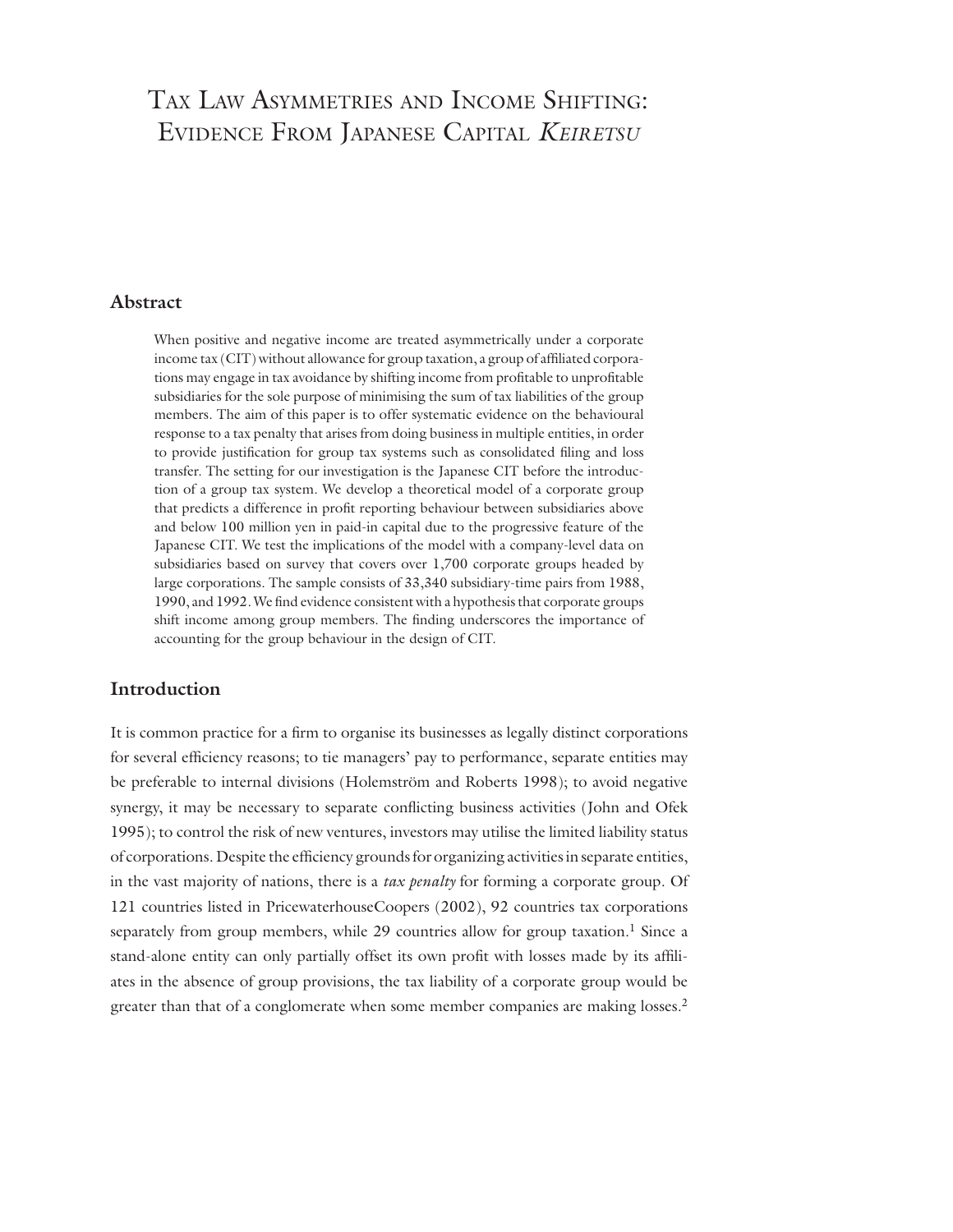# Tax Law Asymmetries and Income Shifting: Evidence From Japanese Capital *Keiretsu*

## Abstract

When positive and negative income are treated asymmetrically under a corporate income tax (CIT) without allowance for group taxation, a group of affiliated corporations may engage in tax avoidance by shifting income from profitable to unprofitable subsidiaries for the sole purpose of minimising the sum of tax liabilities of the group members. The aim of this paper is to offer systematic evidence on the behavioural response to a tax penalty that arises from doing business in multiple entities, in order to provide justification for group tax systems such as consolidated filing and loss transfer. The setting for our investigation is the Japanese CIT before the introduction of a group tax system. We develop a theoretical model of a corporate group that predicts a difference in profit reporting behaviour between subsidiaries above and below 100 million yen in paid-in capital due to the progressive feature of the Japanese CIT. We test the implications of the model with a company-level data on subsidiaries based on survey that covers over 1,700 corporate groups headed by large corporations. The sample consists of 33,340 subsidiary-time pairs from 1988, 1990, and 1992. We find evidence consistent with a hypothesis that corporate groups shift income among group members. The finding underscores the importance of accounting for the group behaviour in the design of CIT.

## Introduction

It is common practice for a firm to organise its businesses as legally distinct corporations for several efficiency reasons; to tie managers' pay to performance, separate entities may be preferable to internal divisions (Holemström and Roberts 1998); to avoid negative synergy, it may be necessary to separate conflicting business activities (John and Ofek 1995); to control the risk of new ventures, investors may utilise the limited liability status of corporations. Despite the efficiency grounds for organizing activities in separate entities, in the vast majority of nations, there is a *tax penalty* for forming a corporate group. Of 121 countries listed in PricewaterhouseCoopers (2002), 92 countries tax corporations separately from group members, while 29 countries allow for group taxation.[1] Since a stand-alone entity can only partially offset its own profit with losses made by its affiliates in the absence of group provisions, the tax liability of a corporate group would be greater than that of a conglomerate when some member companies are making losses.[2]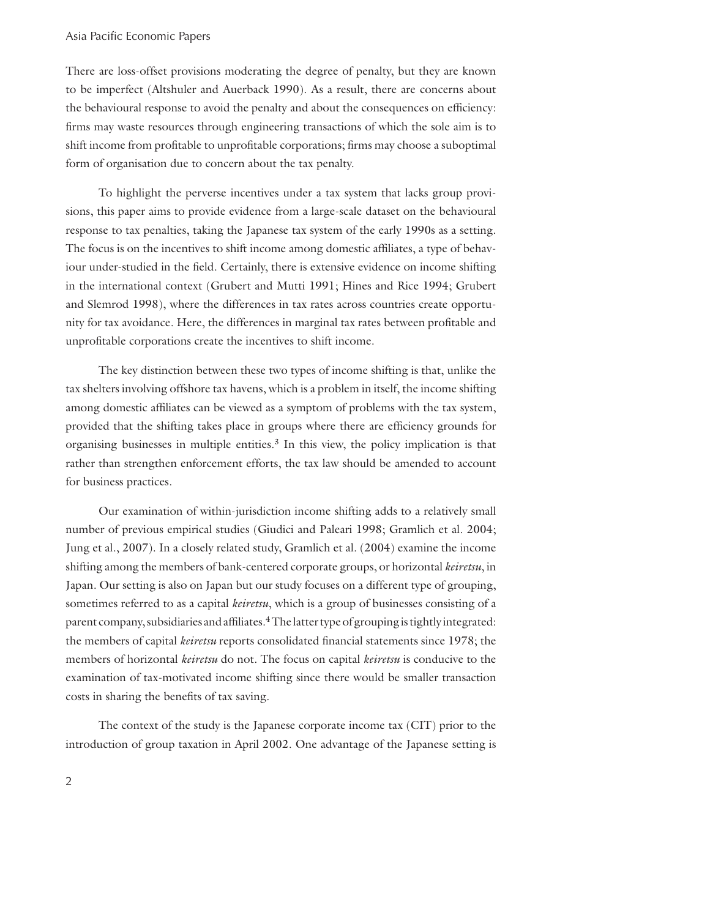There are loss-offset provisions moderating the degree of penalty, but they are known to be imperfect (Altshuler and Auerback 1990). As a result, there are concerns about the behavioural response to avoid the penalty and about the consequences on efficiency: firms may waste resources through engineering transactions of which the sole aim is to shift income from profitable to unprofitable corporations; firms may choose a suboptimal form of organisation due to concern about the tax penalty.

To highlight the perverse incentives under a tax system that lacks group provisions, this paper aims to provide evidence from a large-scale dataset on the behavioural response to tax penalties, taking the Japanese tax system of the early 1990s as a setting. The focus is on the incentives to shift income among domestic affiliates, a type of behaviour under-studied in the field. Certainly, there is extensive evidence on income shifting in the international context (Grubert and Mutti 1991; Hines and Rice 1994; Grubert and Slemrod 1998), where the differences in tax rates across countries create opportunity for tax avoidance. Here, the differences in marginal tax rates between profitable and unprofitable corporations create the incentives to shift income.

The key distinction between these two types of income shifting is that, unlike the tax shelters involving offshore tax havens, which is a problem in itself, the income shifting among domestic affiliates can be viewed as a symptom of problems with the tax system, provided that the shifting takes place in groups where there are efficiency grounds for organising businesses in multiple entities.[3] In this view, the policy implication is that rather than strengthen enforcement efforts, the tax law should be amended to account for business practices.

Our examination of within-jurisdiction income shifting adds to a relatively small number of previous empirical studies (Giudici and Paleari 1998; Gramlich et al. 2004; Jung et al., 2007). In a closely related study, Gramlich et al. (2004) examine the income shifting among the members of bank-centered corporate groups, or horizontal *keiretsu*, in Japan. Our setting is also on Japan but our study focuses on a different type of grouping, sometimes referred to as a capital *keiretsu*, which is a group of businesses consisting of a parent company, subsidiaries and affiliates.[4] The latter type of grouping is tightly integrated: the members of capital *keiretsu* reports consolidated financial statements since 1978; the members of horizontal *keiretsu* do not. The focus on capital *keiretsu* is conducive to the examination of tax-motivated income shifting since there would be smaller transaction costs in sharing the benefits of tax saving.

The context of the study is the Japanese corporate income tax (CIT) prior to the introduction of group taxation in April 2002. One advantage of the Japanese setting is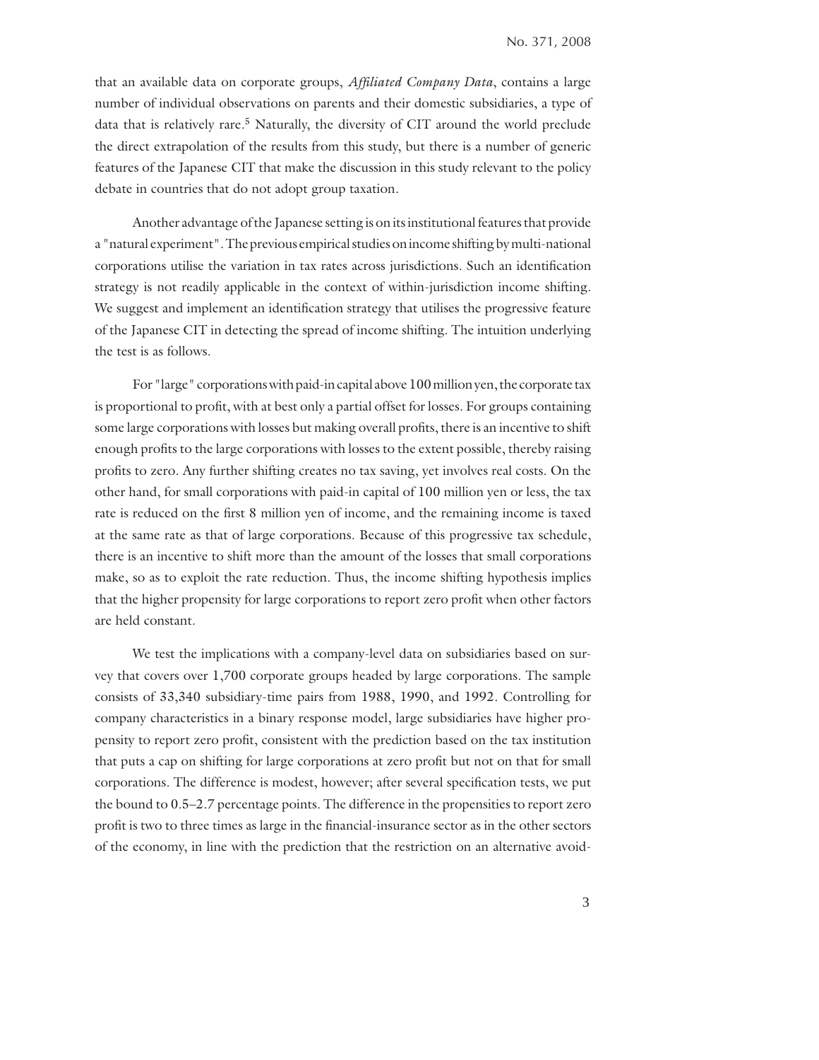that an available data on corporate groups, *Affiliated Company Data*, contains a large number of individual observations on parents and their domestic subsidiaries, a type of data that is relatively rare.[5] Naturally, the diversity of CIT around the world preclude the direct extrapolation of the results from this study, but there is a number of generic features of the Japanese CIT that make the discussion in this study relevant to the policy debate in countries that do not adopt group taxation.

Another advantage of the Japanese setting is on its institutional features that provide a "natural experiment". The previous empirical studies on income shifting by multi-national corporations utilise the variation in tax rates across jurisdictions. Such an identification strategy is not readily applicable in the context of within-jurisdiction income shifting. We suggest and implement an identification strategy that utilises the progressive feature of the Japanese CIT in detecting the spread of income shifting. The intuition underlying the test is as follows.

For "large" corporations with paid-in capital above 100 million yen, the corporate tax is proportional to profit, with at best only a partial offset for losses. For groups containing some large corporations with losses but making overall profits, there is an incentive to shift enough profits to the large corporations with losses to the extent possible, thereby raising profits to zero. Any further shifting creates no tax saving, yet involves real costs. On the other hand, for small corporations with paid-in capital of 100 million yen or less, the tax rate is reduced on the first 8 million yen of income, and the remaining income is taxed at the same rate as that of large corporations. Because of this progressive tax schedule, there is an incentive to shift more than the amount of the losses that small corporations make, so as to exploit the rate reduction. Thus, the income shifting hypothesis implies that the higher propensity for large corporations to report zero profit when other factors are held constant.

We test the implications with a company-level data on subsidiaries based on survey that covers over 1,700 corporate groups headed by large corporations. The sample consists of 33,340 subsidiary-time pairs from 1988, 1990, and 1992. Controlling for company characteristics in a binary response model, large subsidiaries have higher propensity to report zero profit, consistent with the prediction based on the tax institution that puts a cap on shifting for large corporations at zero profit but not on that for small corporations. The difference is modest, however; after several specification tests, we put the bound to 0.5–2.7 percentage points. The difference in the propensities to report zero profit is two to three times as large in the financial-insurance sector as in the other sectors of the economy, in line with the prediction that the restriction on an alternative avoid-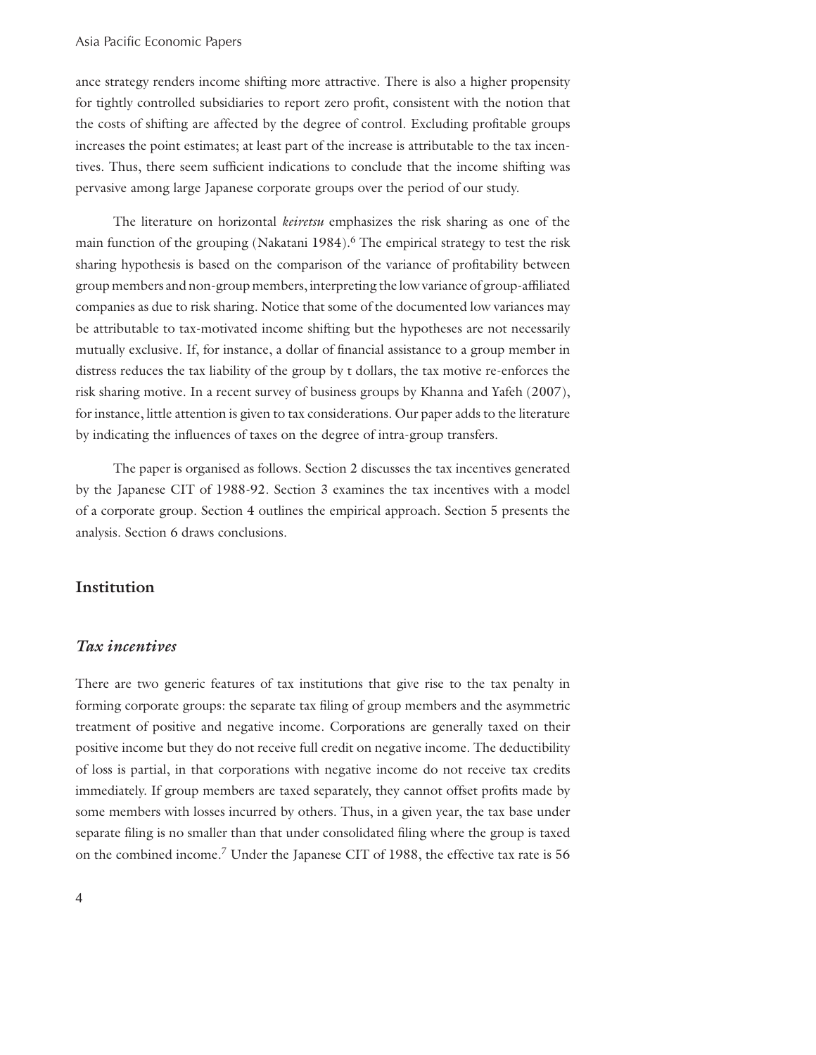ance strategy renders income shifting more attractive. There is also a higher propensity for tightly controlled subsidiaries to report zero profit, consistent with the notion that the costs of shifting are affected by the degree of control. Excluding profitable groups increases the point estimates; at least part of the increase is attributable to the tax incentives. Thus, there seem sufficient indications to conclude that the income shifting was pervasive among large Japanese corporate groups over the period of our study.

The literature on horizontal *keiretsu* emphasizes the risk sharing as one of the main function of the grouping (Nakatani 1984).[6] The empirical strategy to test the risk sharing hypothesis is based on the comparison of the variance of profitability between group members and non-group members, interpreting the low variance of group-affiliated companies as due to risk sharing. Notice that some of the documented low variances may be attributable to tax-motivated income shifting but the hypotheses are not necessarily mutually exclusive. If, for instance, a dollar of financial assistance to a group member in distress reduces the tax liability of the group by t dollars, the tax motive re-enforces the risk sharing motive. In a recent survey of business groups by Khanna and Yafeh (2007), for instance, little attention is given to tax considerations. Our paper adds to the literature by indicating the influences of taxes on the degree of intra-group transfers.

The paper is organised as follows. Section 2 discusses the tax incentives generated by the Japanese CIT of 1988-92. Section 3 examines the tax incentives with a model of a corporate group. Section 4 outlines the empirical approach. Section 5 presents the analysis. Section 6 draws conclusions.

## Institution

### *Tax incentives*

There are two generic features of tax institutions that give rise to the tax penalty in forming corporate groups: the separate tax filing of group members and the asymmetric treatment of positive and negative income. Corporations are generally taxed on their positive income but they do not receive full credit on negative income. The deductibility of loss is partial, in that corporations with negative income do not receive tax credits immediately. If group members are taxed separately, they cannot offset profits made by some members with losses incurred by others. Thus, in a given year, the tax base under separate filing is no smaller than that under consolidated filing where the group is taxed on the combined income.[7] Under the Japanese CIT of 1988, the effective tax rate is 56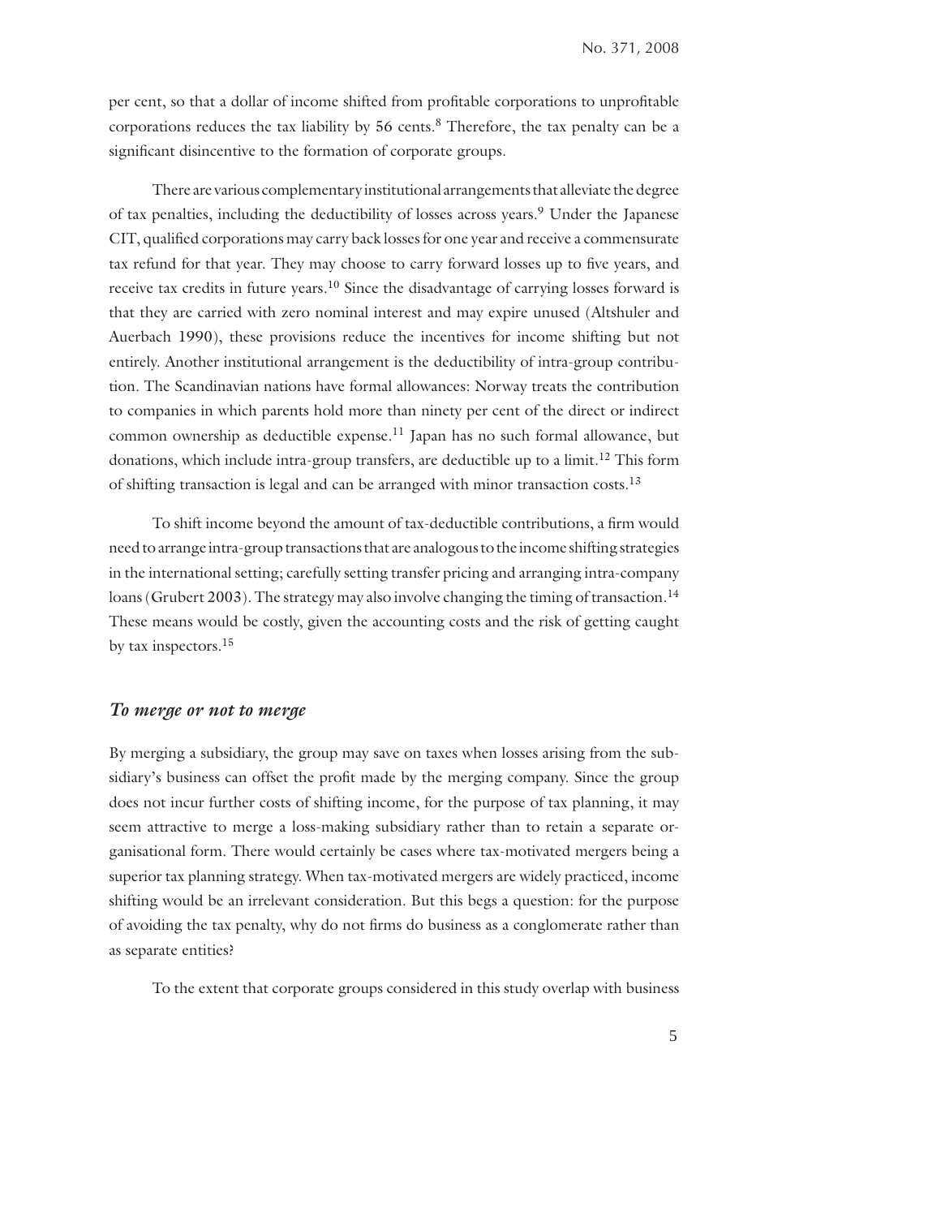per cent, so that a dollar of income shifted from profitable corporations to unprofitable corporations reduces the tax liability by 56 cents.[8] Therefore, the tax penalty can be a significant disincentive to the formation of corporate groups.

There are various complementary institutional arrangements that alleviate the degree of tax penalties, including the deductibility of losses across years.[9] Under the Japanese CIT, qualified corporations may carry back losses for one year and receive a commensurate tax refund for that year. They may choose to carry forward losses up to five years, and receive tax credits in future years.[10] Since the disadvantage of carrying losses forward is that they are carried with zero nominal interest and may expire unused (Altshuler and Auerbach 1990), these provisions reduce the incentives for income shifting but not entirely. Another institutional arrangement is the deductibility of intra-group contribution. The Scandinavian nations have formal allowances: Norway treats the contribution to companies in which parents hold more than ninety per cent of the direct or indirect common ownership as deductible expense.[11] Japan has no such formal allowance, but donations, which include intra-group transfers, are deductible up to a limit.[12] This form of shifting transaction is legal and can be arranged with minor transaction costs.[13]

To shift income beyond the amount of tax-deductible contributions, a firm would need to arrange intra-group transactions that are analogous to the income shifting strategies in the international setting; carefully setting transfer pricing and arranging intra-company loans (Grubert 2003). The strategy may also involve changing the timing of transaction.[14] These means would be costly, given the accounting costs and the risk of getting caught by tax inspectors.[15]

### *To merge or not to merge*

By merging a subsidiary, the group may save on taxes when losses arising from the subsidiary's business can offset the profit made by the merging company. Since the group does not incur further costs of shifting income, for the purpose of tax planning, it may seem attractive to merge a loss-making subsidiary rather than to retain a separate organisational form. There would certainly be cases where tax-motivated mergers being a superior tax planning strategy. When tax-motivated mergers are widely practiced, income shifting would be an irrelevant consideration. But this begs a question: for the purpose of avoiding the tax penalty, why do not firms do business as a conglomerate rather than as separate entities?

To the extent that corporate groups considered in this study overlap with business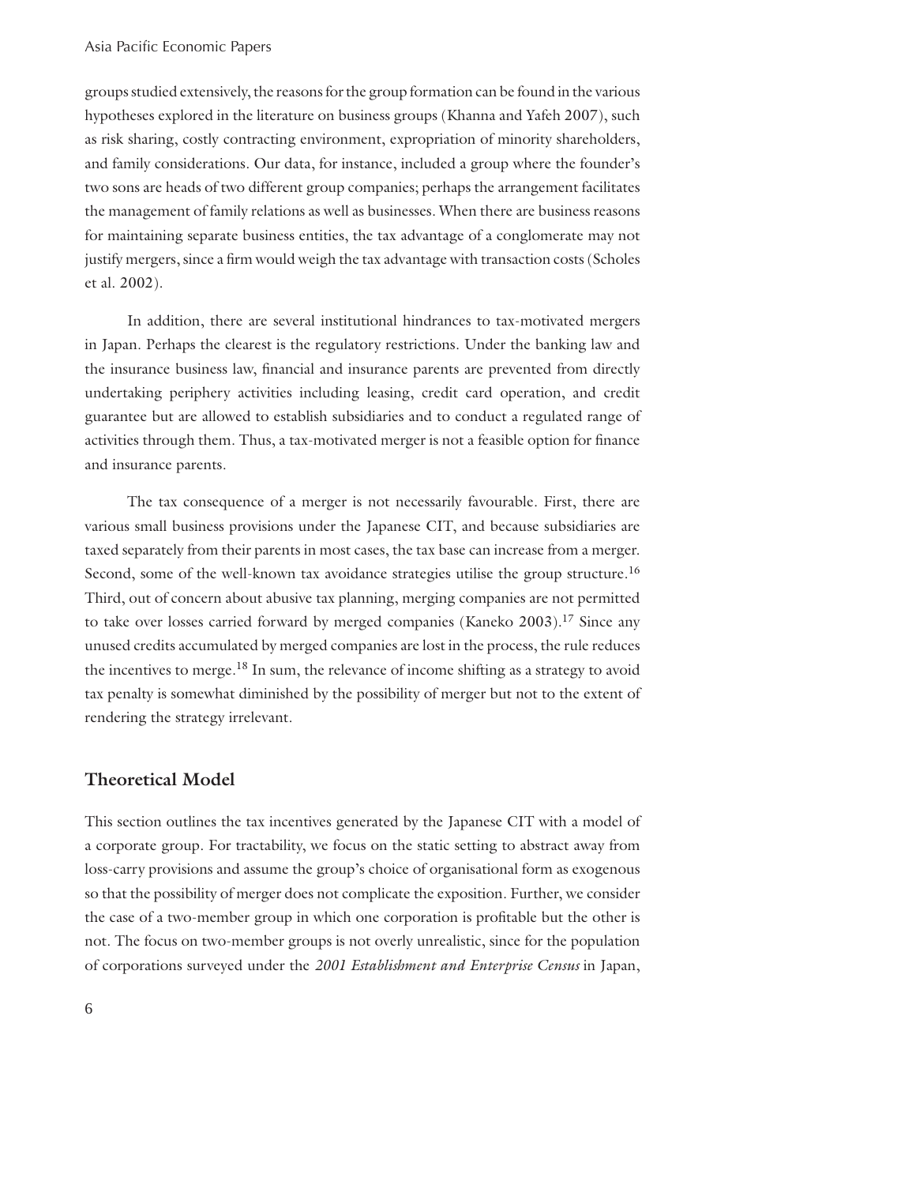groups studied extensively, the reasons for the group formation can be found in the various hypotheses explored in the literature on business groups (Khanna and Yafeh 2007), such as risk sharing, costly contracting environment, expropriation of minority shareholders, and family considerations. Our data, for instance, included a group where the founder's two sons are heads of two different group companies; perhaps the arrangement facilitates the management of family relations as well as businesses. When there are business reasons for maintaining separate business entities, the tax advantage of a conglomerate may not justify mergers, since a firm would weigh the tax advantage with transaction costs (Scholes et al. 2002).

In addition, there are several institutional hindrances to tax-motivated mergers in Japan. Perhaps the clearest is the regulatory restrictions. Under the banking law and the insurance business law, financial and insurance parents are prevented from directly undertaking periphery activities including leasing, credit card operation, and credit guarantee but are allowed to establish subsidiaries and to conduct a regulated range of activities through them. Thus, a tax-motivated merger is not a feasible option for finance and insurance parents.

The tax consequence of a merger is not necessarily favourable. First, there are various small business provisions under the Japanese CIT, and because subsidiaries are taxed separately from their parents in most cases, the tax base can increase from a merger. Second, some of the well-known tax avoidance strategies utilise the group structure.[16] Third, out of concern about abusive tax planning, merging companies are not permitted to take over losses carried forward by merged companies (Kaneko 2003).[17] Since any unused credits accumulated by merged companies are lost in the process, the rule reduces the incentives to merge.[18] In sum, the relevance of income shifting as a strategy to avoid tax penalty is somewhat diminished by the possibility of merger but not to the extent of rendering the strategy irrelevant.

## Theoretical Model

This section outlines the tax incentives generated by the Japanese CIT with a model of a corporate group. For tractability, we focus on the static setting to abstract away from loss-carry provisions and assume the group's choice of organisational form as exogenous so that the possibility of merger does not complicate the exposition. Further, we consider the case of a two-member group in which one corporation is profitable but the other is not. The focus on two-member groups is not overly unrealistic, since for the population of corporations surveyed under the *2001 Establishment and Enterprise Census* in Japan,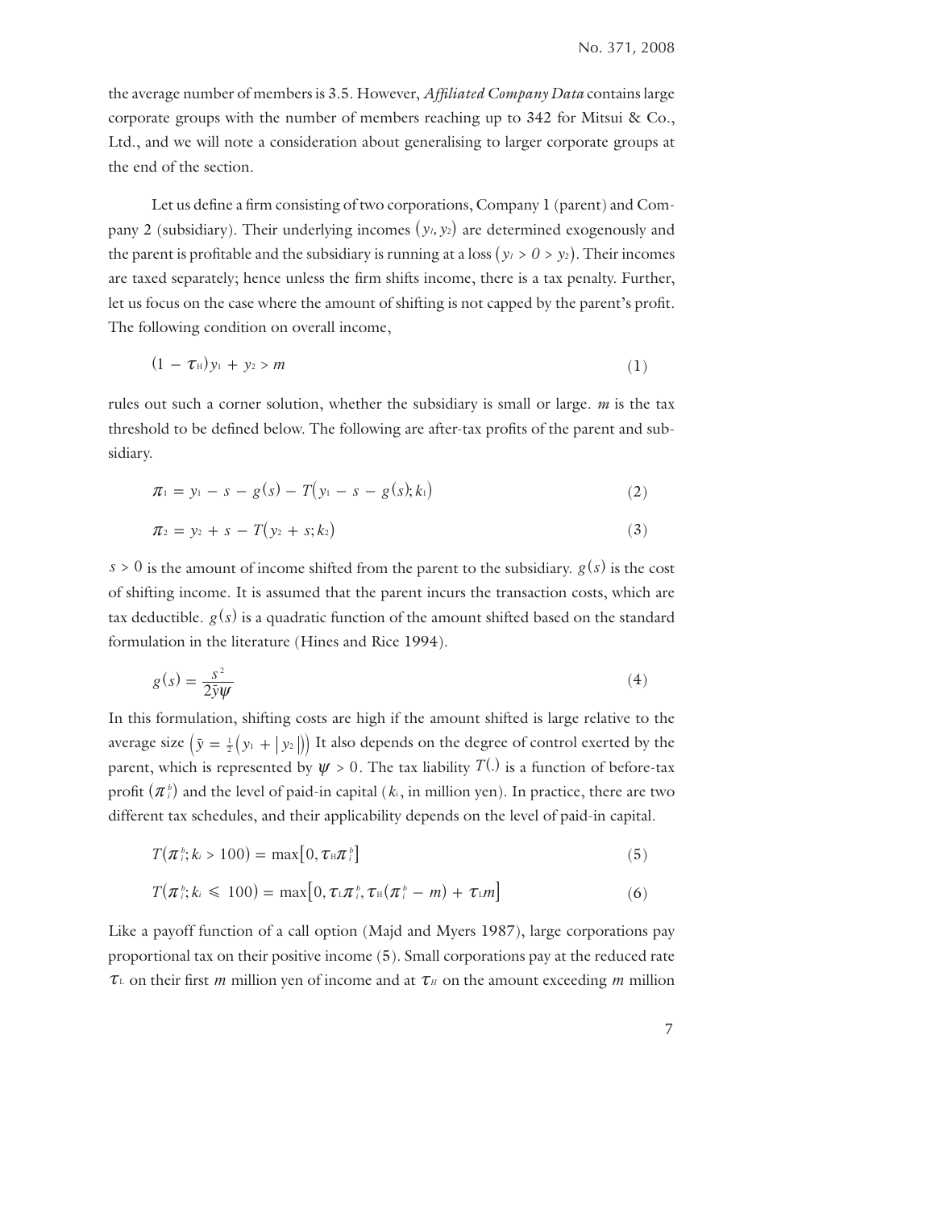the average number of members is 3.5. However, *Affiliated Company Data* contains large corporate groups with the number of members reaching up to 342 for Mitsui & Co., Ltd., and we will note a consideration about generalising to larger corporate groups at the end of the section.

Let us define a firm consisting of two corporations, Company 1 (parent) and Company 2 (subsidiary). Their underlying incomes $(y_1, y_2)$ are determined exogenously and the parent is profitable and the subsidiary is running at a loss $(y_1 > 0 > y_2)$. Their incomes are taxed separately; hence unless the firm shifts income, there is a tax penalty. Further, let us focus on the case where the amount of shifting is not capped by the parent's profit. The following condition on overall income,

$$(1 - \tau_H)y_1 + y_2 > m \tag{1}$$

rules out such a corner solution, whether the subsidiary is small or large. $m$ is the tax threshold to be defined below. The following are after-tax profits of the parent and subsidiary.

$$\pi_1 = y_1 - s - g(s) - T(y_1 - s - g(s); k_1) \tag{2}$$

$$\pi_2 = y_2 + s - T(y_2 + s; k_2) \tag{3}$$

$s > 0$ is the amount of income shifted from the parent to the subsidiary. $g(s)$ is the cost of shifting income. It is assumed that the parent incurs the transaction costs, which are tax deductible. $g(s)$ is a quadratic function of the amount shifted based on the standard formulation in the literature (Hines and Rice 1994).

$$g(s) = \frac{s^2}{2\bar{y}\psi} \tag{4}$$

In this formulation, shifting costs are high if the amount shifted is large relative to the average size $\left(\bar{y} = \frac{1}{2}\left(y_1 + |y_2|\right)\right)$ It also depends on the degree of control exerted by the parent, which is represented by $\psi > 0$. The tax liability $T(.)$ is a function of before-tax profit $(\pi_i^b)$ and the level of paid-in capital ($k_i$, in million yen). In practice, there are two different tax schedules, and their applicability depends on the level of paid-in capital.

$$T(\pi_i^b; k_i > 100) = \max\left[0, \tau_H \pi_i^b\right] \tag{5}$$

$$T(\pi_i^b; k_i \leqslant 100) = \max\left[0, \tau_L \pi_i^b, \tau_H(\pi_i^b - m) + \tau_L m\right] \tag{6}$$

Like a payoff function of a call option (Majd and Myers 1987), large corporations pay proportional tax on their positive income (5). Small corporations pay at the reduced rate $\tau_L$ on their first $m$ million yen of income and at $\tau_H$ on the amount exceeding $m$ million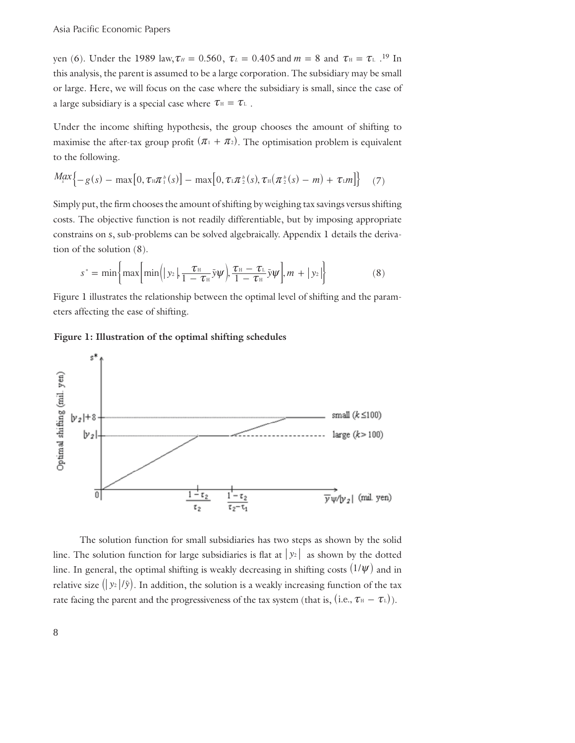yen (6). Under the 1989 law, $\tau_H = 0.560$, $\tau_L = 0.405$ and $m = 8$ and $\tau_H = \tau_L$.[19] In this analysis, the parent is assumed to be a large corporation. The subsidiary may be small or large. Here, we will focus on the case where the subsidiary is small, since the case of a large subsidiary is a special case where $\tau_H = \tau_L$.

Under the income shifting hypothesis, the group chooses the amount of shifting to maximise the after-tax group profit $(\pi_1 + \pi_2)$. The optimisation problem is equivalent to the following.

$$\underset{s}{Max}\left\{-g(s) - \max\left[0, \tau_H \pi_1^b(s)\right] - \max\left[0, \tau_L \pi_2^b(s), \tau_H(\pi_2^b(s) - m) + \tau_L m\right]\right\} \quad (7)$$

Simply put, the firm chooses the amount of shifting by weighing tax savings versus shifting costs. The objective function is not readily differentiable, but by imposing appropriate constrains on $s$, sub-problems can be solved algebraically. Appendix 1 details the derivation of the solution (8).

$$s^* = \min\left\{\max\left[\min\left(|y_2|, \frac{\tau_H}{1-\tau_H}\bar{y}\psi\right), \frac{\tau_H - \tau_L}{1-\tau_H}\bar{y}\psi\right], m + |y_2|\right\} \quad (8)$$

Figure 1 illustrates the relationship between the optimal level of shifting and the parameters affecting the ease of shifting.

**Figure 1: Illustration of the optimal shifting schedules**

The solution function for small subsidiaries has two steps as shown by the solid line. The solution function for large subsidiaries is flat at $|y_2|$ as shown by the dotted line. In general, the optimal shifting is weakly decreasing in shifting costs $(1/\psi)$ and in relative size $(|y_2|/\bar{y})$. In addition, the solution is a weakly increasing function of the tax rate facing the parent and the progressiveness of the tax system (that is, (i.e., $\tau_H - \tau_L$)).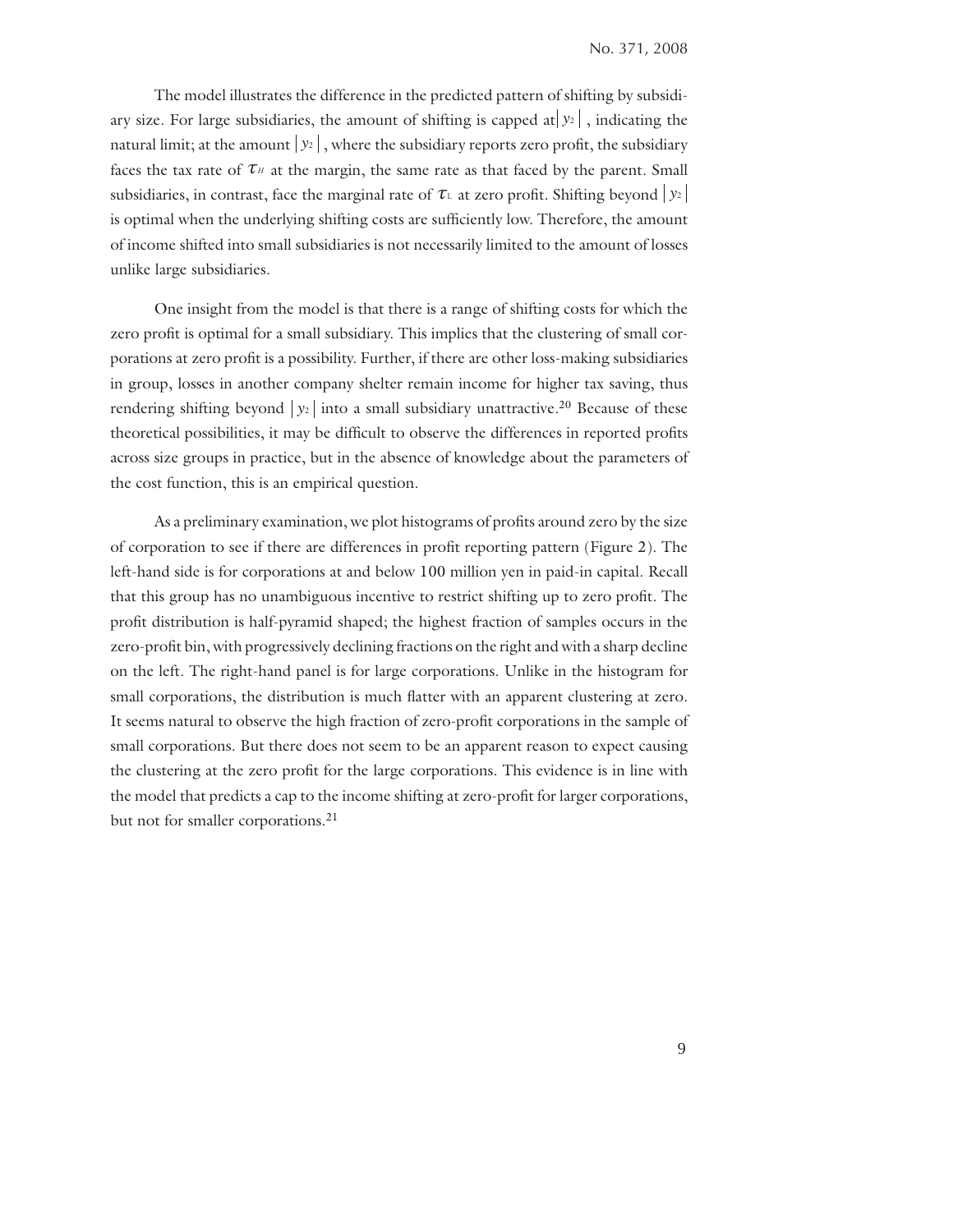The model illustrates the difference in the predicted pattern of shifting by subsidiary size. For large subsidiaries, the amount of shifting is capped at $|y_2|$, indicating the natural limit; at the amount $|y_2|$, where the subsidiary reports zero profit, the subsidiary faces the tax rate of $\tau_H$ at the margin, the same rate as that faced by the parent. Small subsidiaries, in contrast, face the marginal rate of $\tau_L$ at zero profit. Shifting beyond $|y_2|$ is optimal when the underlying shifting costs are sufficiently low. Therefore, the amount of income shifted into small subsidiaries is not necessarily limited to the amount of losses unlike large subsidiaries.

One insight from the model is that there is a range of shifting costs for which the zero profit is optimal for a small subsidiary. This implies that the clustering of small corporations at zero profit is a possibility. Further, if there are other loss-making subsidiaries in group, losses in another company shelter remain income for higher tax saving, thus rendering shifting beyond $|y_2|$ into a small subsidiary unattractive.[20] Because of these theoretical possibilities, it may be difficult to observe the differences in reported profits across size groups in practice, but in the absence of knowledge about the parameters of the cost function, this is an empirical question.

As a preliminary examination, we plot histograms of profits around zero by the size of corporation to see if there are differences in profit reporting pattern (Figure 2). The left-hand side is for corporations at and below 100 million yen in paid-in capital. Recall that this group has no unambiguous incentive to restrict shifting up to zero profit. The profit distribution is half-pyramid shaped; the highest fraction of samples occurs in the zero-profit bin, with progressively declining fractions on the right and with a sharp decline on the left. The right-hand panel is for large corporations. Unlike in the histogram for small corporations, the distribution is much flatter with an apparent clustering at zero. It seems natural to observe the high fraction of zero-profit corporations in the sample of small corporations. But there does not seem to be an apparent reason to expect causing the clustering at the zero profit for the large corporations. This evidence is in line with the model that predicts a cap to the income shifting at zero-profit for larger corporations, but not for smaller corporations.[21]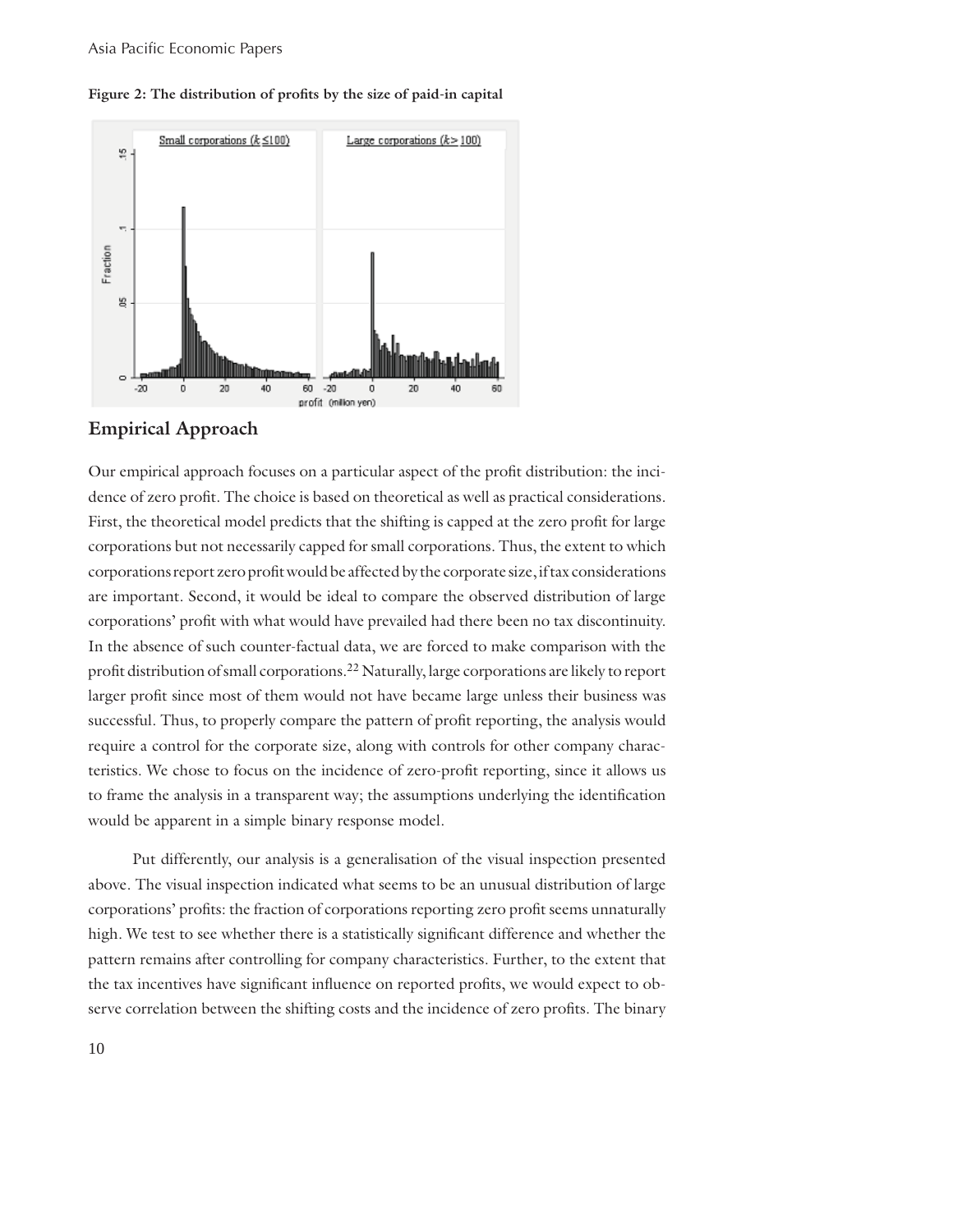**Figure 2: The distribution of profits by the size of paid-in capital**

## Empirical Approach

Our empirical approach focuses on a particular aspect of the profit distribution: the incidence of zero profit. The choice is based on theoretical as well as practical considerations. First, the theoretical model predicts that the shifting is capped at the zero profit for large corporations but not necessarily capped for small corporations. Thus, the extent to which corporations report zero profit would be affected by the corporate size, if tax considerations are important. Second, it would be ideal to compare the observed distribution of large corporations' profit with what would have prevailed had there been no tax discontinuity. In the absence of such counter-factual data, we are forced to make comparison with the profit distribution of small corporations.[22] Naturally, large corporations are likely to report larger profit since most of them would not have became large unless their business was successful. Thus, to properly compare the pattern of profit reporting, the analysis would require a control for the corporate size, along with controls for other company characteristics. We chose to focus on the incidence of zero-profit reporting, since it allows us to frame the analysis in a transparent way; the assumptions underlying the identification would be apparent in a simple binary response model.

Put differently, our analysis is a generalisation of the visual inspection presented above. The visual inspection indicated what seems to be an unusual distribution of large corporations' profits: the fraction of corporations reporting zero profit seems unnaturally high. We test to see whether there is a statistically significant difference and whether the pattern remains after controlling for company characteristics. Further, to the extent that the tax incentives have significant influence on reported profits, we would expect to observe correlation between the shifting costs and the incidence of zero profits. The binary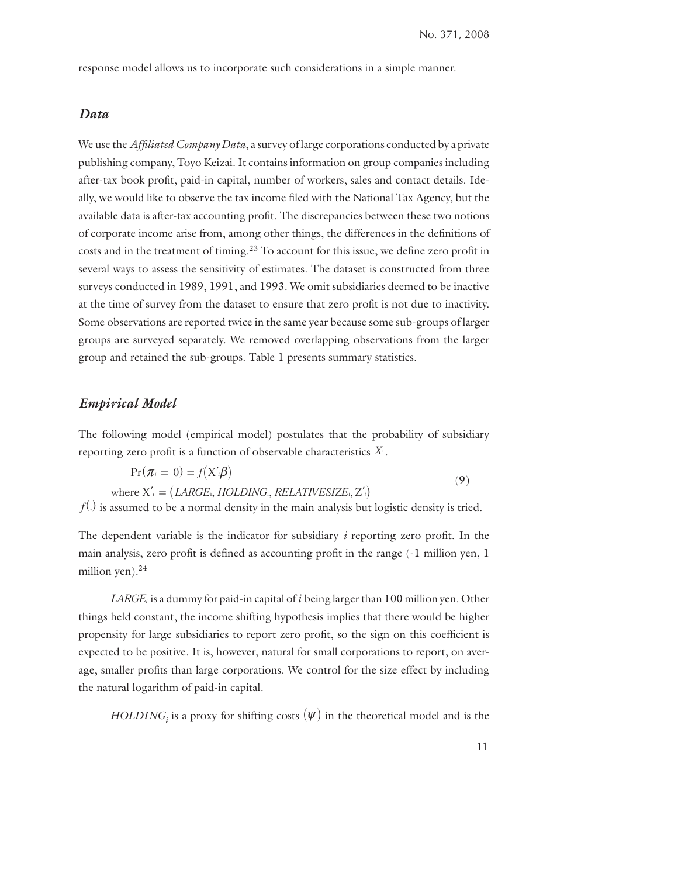response model allows us to incorporate such considerations in a simple manner.

### *Data*

We use the *Affiliated Company Data*, a survey of large corporations conducted by a private publishing company, Toyo Keizai. It contains information on group companies including after-tax book profit, paid-in capital, number of workers, sales and contact details. Ideally, we would like to observe the tax income filed with the National Tax Agency, but the available data is after-tax accounting profit. The discrepancies between these two notions of corporate income arise from, among other things, the differences in the definitions of costs and in the treatment of timing.[23] To account for this issue, we define zero profit in several ways to assess the sensitivity of estimates. The dataset is constructed from three surveys conducted in 1989, 1991, and 1993. We omit subsidiaries deemed to be inactive at the time of survey from the dataset to ensure that zero profit is not due to inactivity. Some observations are reported twice in the same year because some sub-groups of larger groups are surveyed separately. We removed overlapping observations from the larger group and retained the sub-groups. Table 1 presents summary statistics.

### *Empirical Model*

The following model (empirical model) postulates that the probability of subsidiary reporting zero profit is a function of observable characteristics $X_i$.

$$\Pr(\pi_i = 0) = f(X'_i\beta) \quad \text{where } X'_i = (LARGE_i, HOLDING_i, RELATIVESIZE_i, Z'_i) \tag{9}$$

$f(.)$ is assumed to be a normal density in the main analysis but logistic density is tried.

The dependent variable is the indicator for subsidiary $i$ reporting zero profit. In the main analysis, zero profit is defined as accounting profit in the range (-1 million yen, 1 million yen).[24]

$LARGE_i$ is a dummy for paid-in capital of $i$ being larger than 100 million yen. Other things held constant, the income shifting hypothesis implies that there would be higher propensity for large subsidiaries to report zero profit, so the sign on this coefficient is expected to be positive. It is, however, natural for small corporations to report, on average, smaller profits than large corporations. We control for the size effect by including the natural logarithm of paid-in capital.

$HOLDING_i$ is a proxy for shifting costs $(\psi)$ in the theoretical model and is the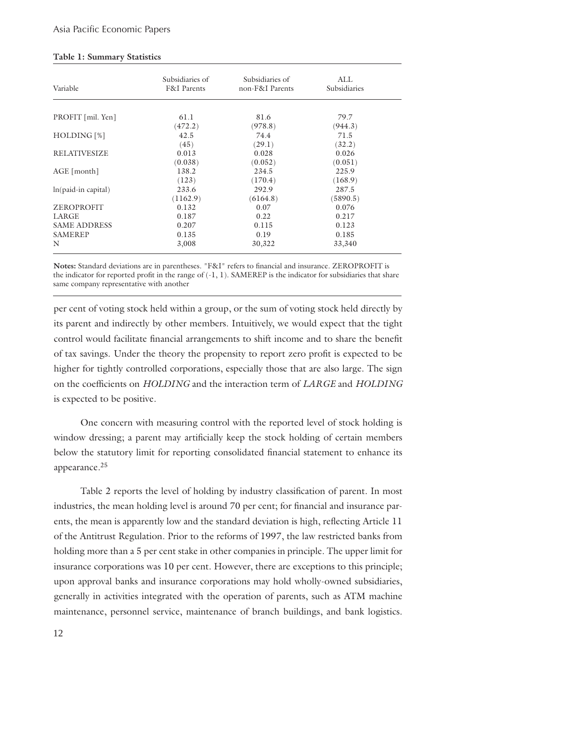**Table 1: Summary Statistics**

| Variable | Subsidiaries of F&I Parents | Subsidiaries of non-F&I Parents | ALL Subsidiaries |
|---|---|---|---|
| PROFIT [mil. Yen] | 61.1 | 81.6 | 79.7 |
| | (472.2) | (978.8) | (944.3) |
| HOLDING [%] | 42.5 | 74.4 | 71.5 |
| | (45) | (29.1) | (32.2) |
| RELATIVESIZE | 0.013 | 0.028 | 0.026 |
| | (0.038) | (0.052) | (0.051) |
| AGE [month] | 138.2 | 234.5 | 225.9 |
| | (123) | (170.4) | (168.9) |
| ln(paid-in capital) | 233.6 | 292.9 | 287.5 |
| | (1162.9) | (6164.8) | (5890.5) |
| ZEROPROFIT | 0.132 | 0.07 | 0.076 |
| LARGE | 0.187 | 0.22 | 0.217 |
| SAME ADDRESS | 0.207 | 0.115 | 0.123 |
| SAMEREP | 0.135 | 0.19 | 0.185 |
| N | 3,008 | 30,322 | 33,340 |

**Notes:** Standard deviations are in parentheses. "F&I" refers to financial and insurance. ZEROPROFIT is the indicator for reported profit in the range of (-1, 1). SAMEREP is the indicator for subsidiaries that share same company representative with another

per cent of voting stock held within a group, or the sum of voting stock held directly by its parent and indirectly by other members. Intuitively, we would expect that the tight control would facilitate financial arrangements to shift income and to share the benefit of tax savings. Under the theory the propensity to report zero profit is expected to be higher for tightly controlled corporations, especially those that are also large. The sign on the coefficients on *HOLDING* and the interaction term of *LARGE* and *HOLDING* is expected to be positive.

One concern with measuring control with the reported level of stock holding is window dressing; a parent may artificially keep the stock holding of certain members below the statutory limit for reporting consolidated financial statement to enhance its appearance.[25]

Table 2 reports the level of holding by industry classification of parent. In most industries, the mean holding level is around 70 per cent; for financial and insurance parents, the mean is apparently low and the standard deviation is high, reflecting Article 11 of the Antitrust Regulation. Prior to the reforms of 1997, the law restricted banks from holding more than a 5 per cent stake in other companies in principle. The upper limit for insurance corporations was 10 per cent. However, there are exceptions to this principle; upon approval banks and insurance corporations may hold wholly-owned subsidiaries, generally in activities integrated with the operation of parents, such as ATM machine maintenance, personnel service, maintenance of branch buildings, and bank logistics.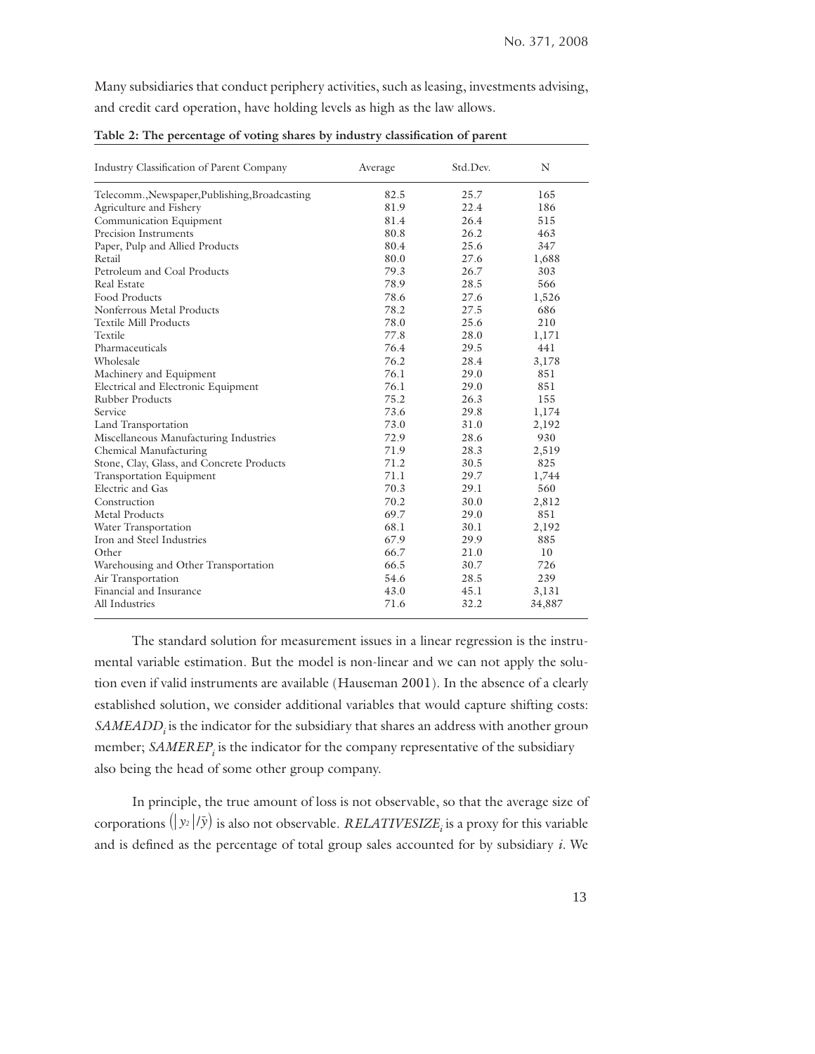Many subsidiaries that conduct periphery activities, such as leasing, investments advising, and credit card operation, have holding levels as high as the law allows.

**Table 2: The percentage of voting shares by industry classification of parent**

| Industry Classification of Parent Company | Average | Std.Dev. | N |
|---|---|---|---|
| Telecomm.,Newspaper,Publishing,Broadcasting | 82.5 | 25.7 | 165 |
| Agriculture and Fishery | 81.9 | 22.4 | 186 |
| Communication Equipment | 81.4 | 26.4 | 515 |
| Precision Instruments | 80.8 | 26.2 | 463 |
| Paper, Pulp and Allied Products | 80.4 | 25.6 | 347 |
| Retail | 80.0 | 27.6 | 1,688 |
| Petroleum and Coal Products | 79.3 | 26.7 | 303 |
| Real Estate | 78.9 | 28.5 | 566 |
| Food Products | 78.6 | 27.6 | 1,526 |
| Nonferrous Metal Products | 78.2 | 27.5 | 686 |
| Textile Mill Products | 78.0 | 25.6 | 210 |
| Textile | 77.8 | 28.0 | 1,171 |
| Pharmaceuticals | 76.4 | 29.5 | 441 |
| Wholesale | 76.2 | 28.4 | 3,178 |
| Machinery and Equipment | 76.1 | 29.0 | 851 |
| Electrical and Electronic Equipment | 76.1 | 29.0 | 851 |
| Rubber Products | 75.2 | 26.3 | 155 |
| Service | 73.6 | 29.8 | 1,174 |
| Land Transportation | 73.0 | 31.0 | 2,192 |
| Miscellaneous Manufacturing Industries | 72.9 | 28.6 | 930 |
| Chemical Manufacturing | 71.9 | 28.3 | 2,519 |
| Stone, Clay, Glass, and Concrete Products | 71.2 | 30.5 | 825 |
| Transportation Equipment | 71.1 | 29.7 | 1,744 |
| Electric and Gas | 70.3 | 29.1 | 560 |
| Construction | 70.2 | 30.0 | 2,812 |
| Metal Products | 69.7 | 29.0 | 851 |
| Water Transportation | 68.1 | 30.1 | 2,192 |
| Iron and Steel Industries | 67.9 | 29.9 | 885 |
| Other | 66.7 | 21.0 | 10 |
| Warehousing and Other Transportation | 66.5 | 30.7 | 726 |
| Air Transportation | 54.6 | 28.5 | 239 |
| Financial and Insurance | 43.0 | 45.1 | 3,131 |
| All Industries | 71.6 | 32.2 | 34,887 |

The standard solution for measurement issues in a linear regression is the instrumental variable estimation. But the model is non-linear and we can not apply the solution even if valid instruments are available (Hauseman 2001). In the absence of a clearly established solution, we consider additional variables that would capture shifting costs: $SAMEADD_i$ is the indicator for the subsidiary that shares an address with another group member; $SAMEREP_i$ is the indicator for the company representative of the subsidiary also being the head of some other group company.

In principle, the true amount of loss is not observable, so that the average size of corporations $\left(|y_2|/\bar{y}\right)$ is also not observable. $RELATIVESIZE_i$ is a proxy for this variable and is defined as the percentage of total group sales accounted for by subsidiary $i$. We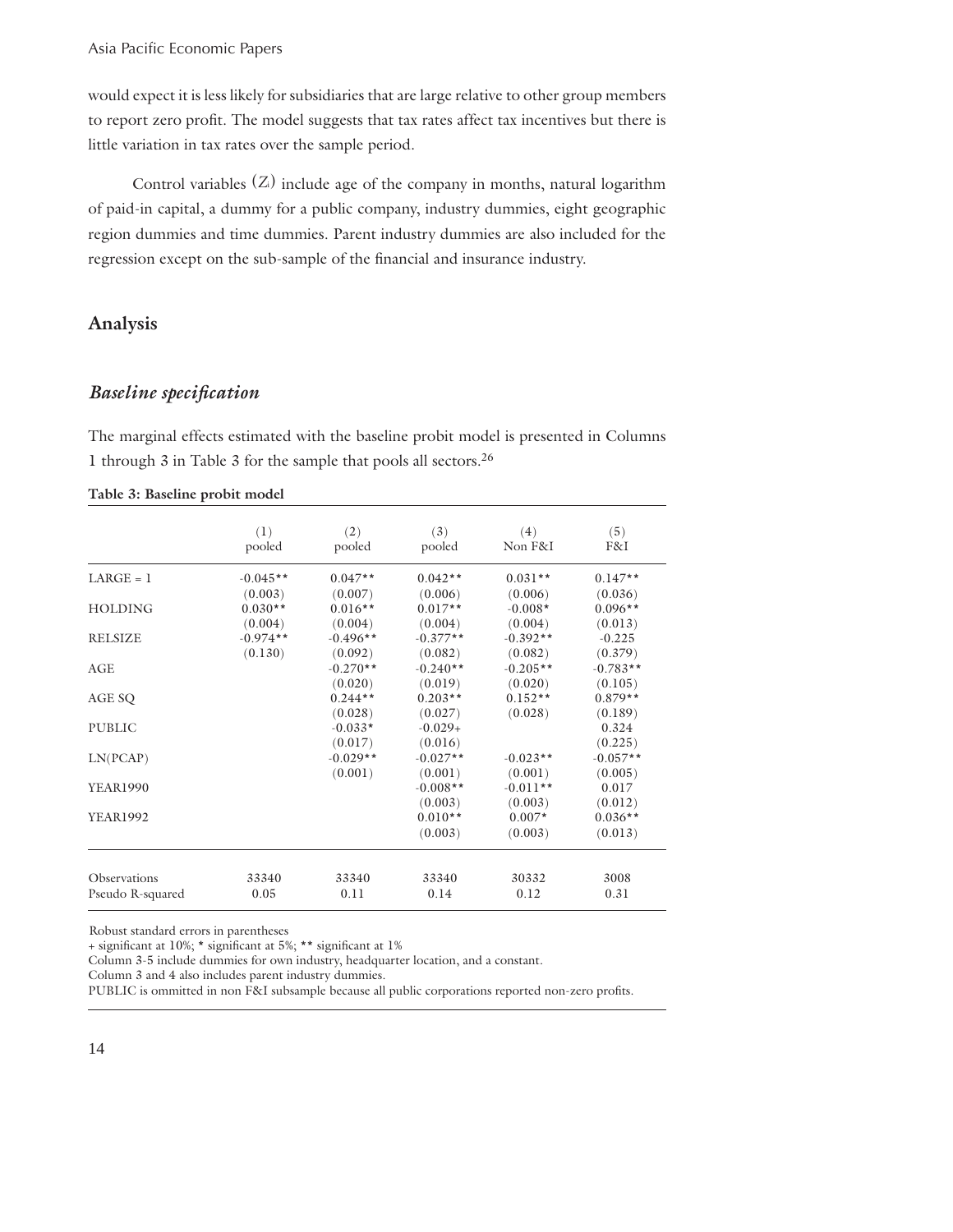would expect it is less likely for subsidiaries that are large relative to other group members to report zero profit. The model suggests that tax rates affect tax incentives but there is little variation in tax rates over the sample period.

Control variables $(Z_i)$ include age of the company in months, natural logarithm of paid-in capital, a dummy for a public company, industry dummies, eight geographic region dummies and time dummies. Parent industry dummies are also included for the regression except on the sub-sample of the financial and insurance industry.

## Analysis

### *Baseline specification*

The marginal effects estimated with the baseline probit model is presented in Columns 1 through 3 in Table 3 for the sample that pools all sectors.[26]

**Table 3: Baseline probit model**

| | (1) pooled | (2) pooled | (3) pooled | (4) Non F&I | (5) F&I |
|---|---|---|---|---|---|
| LARGE = 1 | -0.045** | 0.047** | 0.042** | 0.031** | 0.147** |
| | (0.003) | (0.007) | (0.006) | (0.006) | (0.036) |
| HOLDING | 0.030** | 0.016** | 0.017** | -0.008* | 0.096** |
| | (0.004) | (0.004) | (0.004) | (0.004) | (0.013) |
| RELSIZE | -0.974** | -0.496** | -0.377** | -0.392** | -0.225 |
| | (0.130) | (0.092) | (0.082) | (0.082) | (0.379) |
| AGE | | -0.270** | -0.240** | -0.205** | -0.783** |
| | | (0.020) | (0.019) | (0.020) | (0.105) |
| AGE SQ | | 0.244** | 0.203** | 0.152** | 0.879** |
| | | (0.028) | (0.027) | (0.028) | (0.189) |
| PUBLIC | | -0.033* | -0.029+ | | 0.324 |
| | | (0.017) | (0.016) | | (0.225) |
| LN(PCAP) | | -0.029** | -0.027** | -0.023** | -0.057** |
| | | (0.001) | (0.001) | (0.001) | (0.005) |
| YEAR1990 | | | -0.008** | -0.011** | 0.017 |
| | | | (0.003) | (0.003) | (0.012) |
| YEAR1992 | | | 0.010** | 0.007* | 0.036** |
| | | | (0.003) | (0.003) | (0.013) |
| Observations | 33340 | 33340 | 33340 | 30332 | 3008 |
| Pseudo R-squared | 0.05 | 0.11 | 0.14 | 0.12 | 0.31 |

Robust standard errors in parentheses

+ significant at 10%; * significant at 5%; ** significant at 1%

Column 3-5 include dummies for own industry, headquarter location, and a constant.

Column 3 and 4 also includes parent industry dummies.

PUBLIC is ommitted in non F&I subsample because all public corporations reported non-zero profits.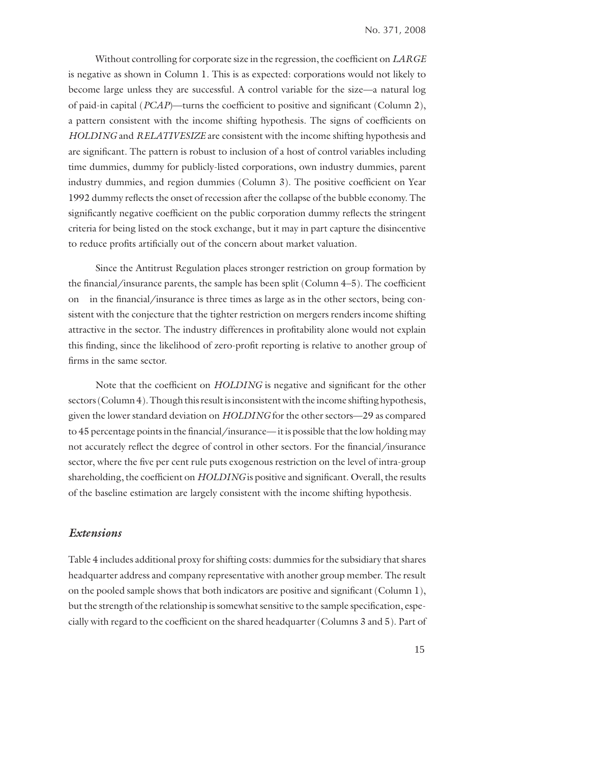Without controlling for corporate size in the regression, the coefficient on *LARGE* is negative as shown in Column 1. This is as expected: corporations would not likely to become large unless they are successful. A control variable for the size—a natural log of paid-in capital (*PCAP*)—turns the coefficient to positive and significant (Column 2), a pattern consistent with the income shifting hypothesis. The signs of coefficients on *HOLDING* and *RELATIVESIZE* are consistent with the income shifting hypothesis and are significant. The pattern is robust to inclusion of a host of control variables including time dummies, dummy for publicly-listed corporations, own industry dummies, parent industry dummies, and region dummies (Column 3). The positive coefficient on Year 1992 dummy reflects the onset of recession after the collapse of the bubble economy. The significantly negative coefficient on the public corporation dummy reflects the stringent criteria for being listed on the stock exchange, but it may in part capture the disincentive to reduce profits artificially out of the concern about market valuation.

Since the Antitrust Regulation places stronger restriction on group formation by the financial/insurance parents, the sample has been split (Column 4–5). The coefficient on in the financial/insurance is three times as large as in the other sectors, being consistent with the conjecture that the tighter restriction on mergers renders income shifting attractive in the sector. The industry differences in profitability alone would not explain this finding, since the likelihood of zero-profit reporting is relative to another group of firms in the same sector.

Note that the coefficient on *HOLDING* is negative and significant for the other sectors (Column 4). Though this result is inconsistent with the income shifting hypothesis, given the lower standard deviation on *HOLDING* for the other sectors—29 as compared to 45 percentage points in the financial/insurance— it is possible that the low holding may not accurately reflect the degree of control in other sectors. For the financial/insurance sector, where the five per cent rule puts exogenous restriction on the level of intra-group shareholding, the coefficient on *HOLDING* is positive and significant. Overall, the results of the baseline estimation are largely consistent with the income shifting hypothesis.

## *Extensions*

Table 4 includes additional proxy for shifting costs: dummies for the subsidiary that shares headquarter address and company representative with another group member. The result on the pooled sample shows that both indicators are positive and significant (Column 1), but the strength of the relationship is somewhat sensitive to the sample specification, especially with regard to the coefficient on the shared headquarter (Columns 3 and 5). Part of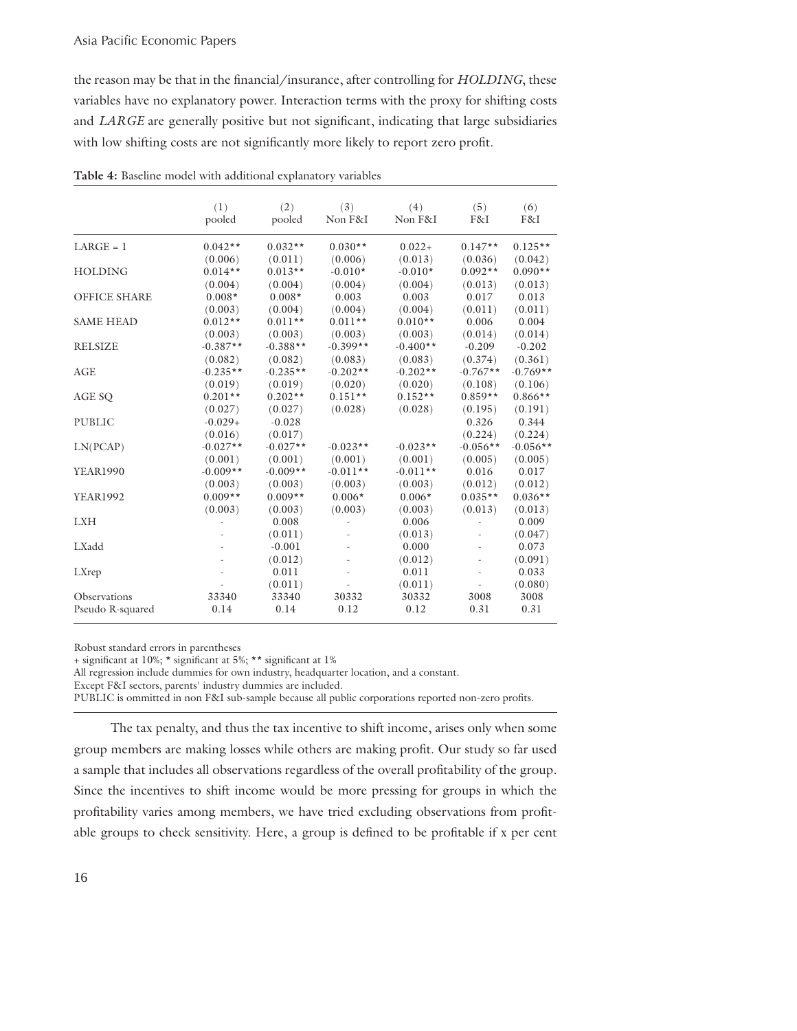the reason may be that in the financial/insurance, after controlling for *HOLDING*, these variables have no explanatory power. Interaction terms with the proxy for shifting costs and *LARGE* are generally positive but not significant, indicating that large subsidiaries with low shifting costs are not significantly more likely to report zero profit.

**Table 4:** Baseline model with additional explanatory variables

| | (1) pooled | (2) pooled | (3) Non F&I | (4) Non F&I | (5) F&I | (6) F&I |
|---|---|---|---|---|---|---|
| LARGE = 1 | 0.042** | 0.032** | 0.030** | 0.022+ | 0.147** | 0.125** |
| | (0.006) | (0.011) | (0.006) | (0.013) | (0.036) | (0.042) |
| HOLDING | 0.014** | 0.013** | -0.010* | -0.010* | 0.092** | 0.090** |
| | (0.004) | (0.004) | (0.004) | (0.004) | (0.013) | (0.013) |
| OFFICE SHARE | 0.008* | 0.008* | 0.003 | 0.003 | 0.017 | 0.013 |
| | (0.003) | (0.004) | (0.004) | (0.004) | (0.011) | (0.011) |
| SAME HEAD | 0.012** | 0.011** | 0.011** | 0.010** | 0.006 | 0.004 |
| | (0.003) | (0.003) | (0.003) | (0.003) | (0.014) | (0.014) |
| RELSIZE | -0.387** | -0.388** | -0.399** | -0.400** | -0.209 | -0.202 |
| | (0.082) | (0.082) | (0.083) | (0.083) | (0.374) | (0.361) |
| AGE | -0.235** | -0.235** | -0.202** | -0.202** | -0.767** | -0.769** |
| | (0.019) | (0.019) | (0.020) | (0.020) | (0.108) | (0.106) |
| AGE SQ | 0.201** | 0.202** | 0.151** | 0.152** | 0.859** | 0.866** |
| | (0.027) | (0.027) | (0.028) | (0.028) | (0.195) | (0.191) |
| PUBLIC | -0.029+ | -0.028 | | | 0.326 | 0.344 |
| | (0.016) | (0.017) | | | (0.224) | (0.224) |
| LN(PCAP) | -0.027** | -0.027** | -0.023** | -0.023** | -0.056** | -0.056** |
| | (0.001) | (0.001) | (0.001) | (0.001) | (0.005) | (0.005) |
| YEAR1990 | -0.009** | -0.009** | -0.011** | -0.011** | 0.016 | 0.017 |
| | (0.003) | (0.003) | (0.003) | (0.003) | (0.012) | (0.012) |
| YEAR1992 | 0.009** | 0.009** | 0.006* | 0.006* | 0.035** | 0.036** |
| | (0.003) | (0.003) | (0.003) | (0.003) | (0.013) | (0.013) |
| LXH | - | 0.008 | - | 0.006 | - | 0.009 |
| | - | (0.011) | - | (0.013) | - | (0.047) |
| LXadd | - | -0.001 | - | 0.000 | - | 0.073 |
| | - | (0.012) | - | (0.012) | - | (0.091) |
| LXrep | - | 0.011 | - | 0.011 | - | 0.033 |
| | - | (0.011) | - | (0.011) | - | (0.080) |
| Observations | 33340 | 33340 | 30332 | 30332 | 3008 | 3008 |
| Pseudo R-squared | 0.14 | 0.14 | 0.12 | 0.12 | 0.31 | 0.31 |

Robust standard errors in parentheses
+ significant at 10%; * significant at 5%; ** significant at 1%
All regression include dummies for own industry, headquarter location, and a constant.
Except F&I sectors, parents' industry dummies are included.
PUBLIC is ommitted in non F&I sub-sample because all public corporations reported non-zero profits.

The tax penalty, and thus the tax incentive to shift income, arises only when some group members are making losses while others are making profit. Our study so far used a sample that includes all observations regardless of the overall profitability of the group. Since the incentives to shift income would be more pressing for groups in which the profitability varies among members, we have tried excluding observations from profitable groups to check sensitivity. Here, a group is defined to be profitable if x per cent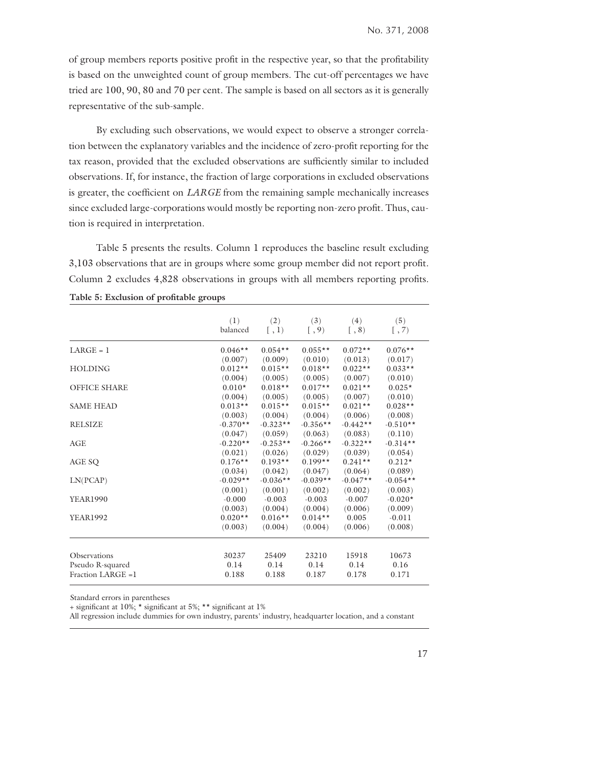of group members reports positive profit in the respective year, so that the profitability is based on the unweighted count of group members. The cut-off percentages we have tried are 100, 90, 80 and 70 per cent. The sample is based on all sectors as it is generally representative of the sub-sample.

By excluding such observations, we would expect to observe a stronger correlation between the explanatory variables and the incidence of zero-profit reporting for the tax reason, provided that the excluded observations are sufficiently similar to included observations. If, for instance, the fraction of large corporations in excluded observations is greater, the coefficient on *LARGE* from the remaining sample mechanically increases since excluded large-corporations would mostly be reporting non-zero profit. Thus, caution is required in interpretation.

Table 5 presents the results. Column 1 reproduces the baseline result excluding 3,103 observations that are in groups where some group member did not report profit. Column 2 excludes 4,828 observations in groups with all members reporting profits.

**Table 5: Exclusion of profitable groups**

| | (1) balanced | (2) [ , 1) | (3) [ , 9) | (4) [ , 8) | (5) [ , 7) |
|---|---|---|---|---|---|
| LARGE = 1 | 0.046** | 0.054** | 0.055** | 0.072** | 0.076** |
| | (0.007) | (0.009) | (0.010) | (0.013) | (0.017) |
| HOLDING | 0.012** | 0.015** | 0.018** | 0.022** | 0.033** |
| | (0.004) | (0.005) | (0.005) | (0.007) | (0.010) |
| OFFICE SHARE | 0.010* | 0.018** | 0.017** | 0.021** | 0.025* |
| | (0.004) | (0.005) | (0.005) | (0.007) | (0.010) |
| SAME HEAD | 0.013** | 0.015** | 0.015** | 0.021** | 0.028** |
| | (0.003) | (0.004) | (0.004) | (0.006) | (0.008) |
| RELSIZE | -0.370** | -0.323** | -0.356** | -0.442** | -0.510** |
| | (0.047) | (0.059) | (0.063) | (0.083) | (0.110) |
| AGE | -0.220** | -0.253** | -0.266** | -0.322** | -0.314** |
| | (0.021) | (0.026) | (0.029) | (0.039) | (0.054) |
| AGE SQ | 0.176** | 0.193** | 0.199** | 0.241** | 0.212* |
| | (0.034) | (0.042) | (0.047) | (0.064) | (0.089) |
| LN(PCAP) | -0.029** | -0.036** | -0.039** | -0.047** | -0.054** |
| | (0.001) | (0.001) | (0.002) | (0.002) | (0.003) |
| YEAR1990 | -0.000 | -0.003 | -0.003 | -0.007 | -0.020* |
| | (0.003) | (0.004) | (0.004) | (0.006) | (0.009) |
| YEAR1992 | 0.020** | 0.016** | 0.014** | 0.005 | -0.011 |
| | (0.003) | (0.004) | (0.004) | (0.006) | (0.008) |
| Observations | 30237 | 25409 | 23210 | 15918 | 10673 |
| Pseudo R-squared | 0.14 | 0.14 | 0.14 | 0.14 | 0.16 |
| Fraction LARGE =1 | 0.188 | 0.188 | 0.187 | 0.178 | 0.171 |

Standard errors in parentheses
+ significant at 10%; * significant at 5%; ** significant at 1%
All regression include dummies for own industry, parents' industry, headquarter location, and a constant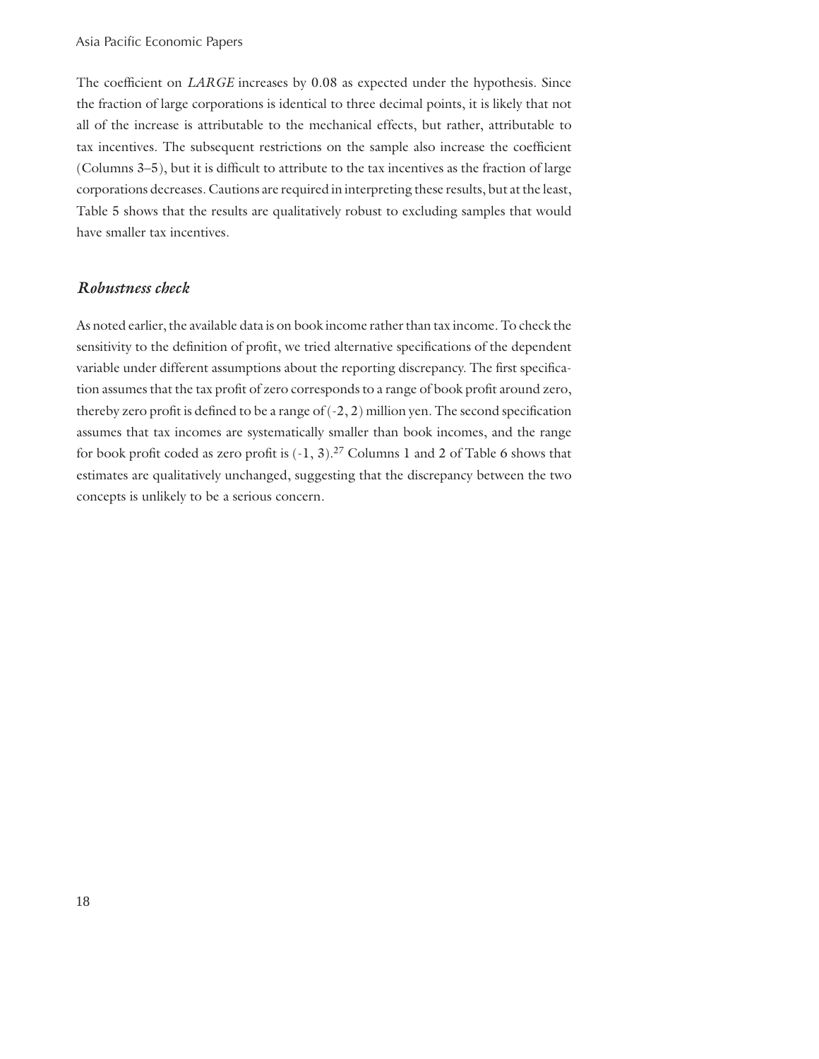The coefficient on *LARGE* increases by 0.08 as expected under the hypothesis. Since the fraction of large corporations is identical to three decimal points, it is likely that not all of the increase is attributable to the mechanical effects, but rather, attributable to tax incentives. The subsequent restrictions on the sample also increase the coefficient (Columns 3–5), but it is difficult to attribute to the tax incentives as the fraction of large corporations decreases. Cautions are required in interpreting these results, but at the least, Table 5 shows that the results are qualitatively robust to excluding samples that would have smaller tax incentives.

### *Robustness check*

As noted earlier, the available data is on book income rather than tax income. To check the sensitivity to the definition of profit, we tried alternative specifications of the dependent variable under different assumptions about the reporting discrepancy. The first specification assumes that the tax profit of zero corresponds to a range of book profit around zero, thereby zero profit is defined to be a range of (-2, 2) million yen. The second specification assumes that tax incomes are systematically smaller than book incomes, and the range for book profit coded as zero profit is (-1, 3).[27] Columns 1 and 2 of Table 6 shows that estimates are qualitatively unchanged, suggesting that the discrepancy between the two concepts is unlikely to be a serious concern.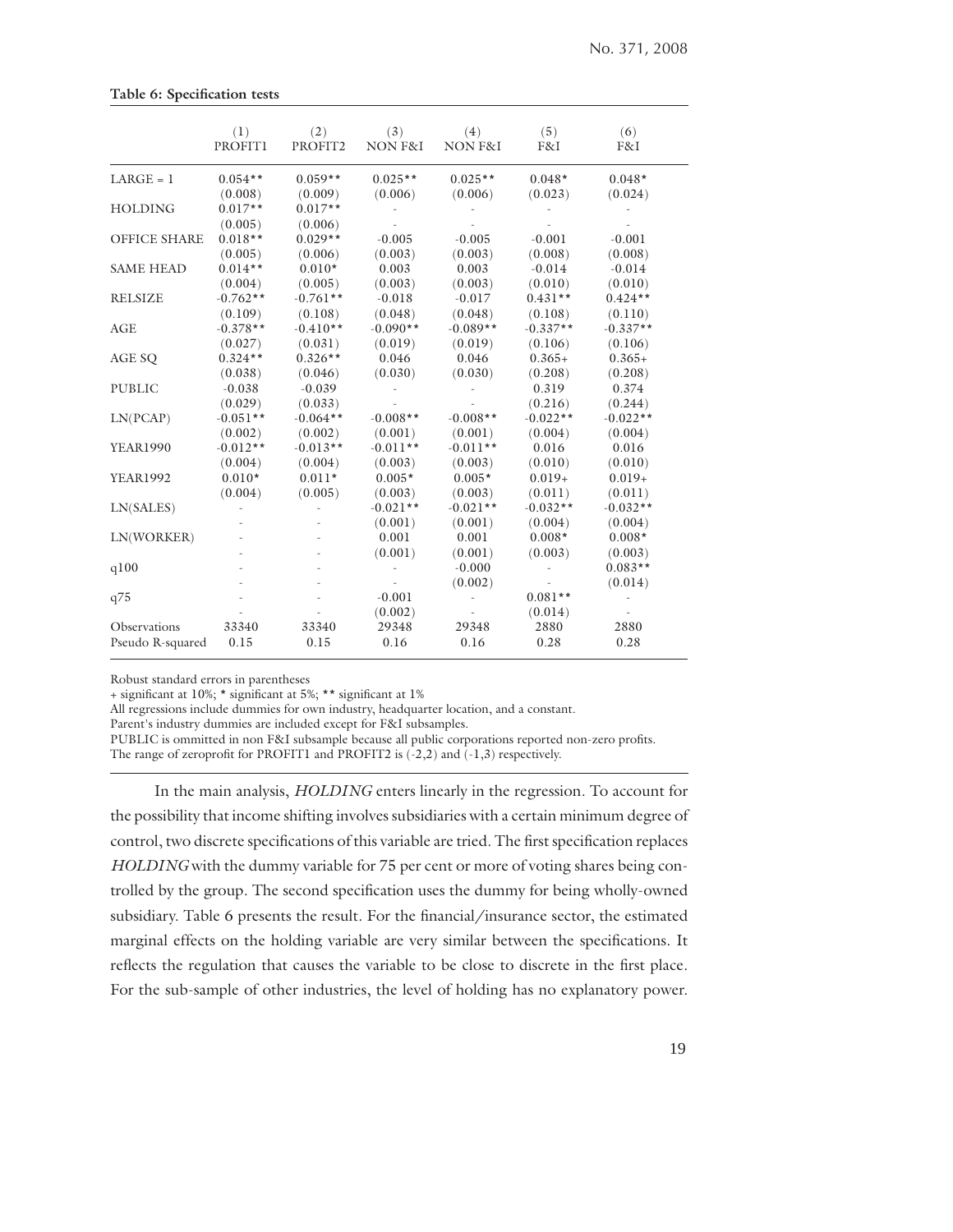**Table 6: Specification tests**

| | (1) PROFIT1 | (2) PROFIT2 | (3) NON F&I | (4) NON F&I | (5) F&I | (6) F&I |
|---|---|---|---|---|---|---|
| LARGE = 1 | 0.054** | 0.059** | 0.025** | 0.025** | 0.048* | 0.048* |
| | (0.008) | (0.009) | (0.006) | (0.006) | (0.023) | (0.024) |
| HOLDING | 0.017** | 0.017** | - | - | - | - |
| | (0.005) | (0.006) | - | - | - | - |
| OFFICE SHARE | 0.018** | 0.029** | -0.005 | -0.005 | -0.001 | -0.001 |
| | (0.005) | (0.006) | (0.003) | (0.003) | (0.008) | (0.008) |
| SAME HEAD | 0.014** | 0.010* | 0.003 | 0.003 | -0.014 | -0.014 |
| | (0.004) | (0.005) | (0.003) | (0.003) | (0.010) | (0.010) |
| RELSIZE | -0.762** | -0.761** | -0.018 | -0.017 | 0.431** | 0.424** |
| | (0.109) | (0.108) | (0.048) | (0.048) | (0.108) | (0.110) |
| AGE | -0.378** | -0.410** | -0.090** | -0.089** | -0.337** | -0.337** |
| | (0.027) | (0.031) | (0.019) | (0.019) | (0.106) | (0.106) |
| AGE SQ | 0.324** | 0.326** | 0.046 | 0.046 | 0.365+ | 0.365+ |
| | (0.038) | (0.046) | (0.030) | (0.030) | (0.208) | (0.208) |
| PUBLIC | -0.038 | -0.039 | - | - | 0.319 | 0.374 |
| | (0.029) | (0.033) | - | - | (0.216) | (0.244) |
| LN(PCAP) | -0.051** | -0.064** | -0.008** | -0.008** | -0.022** | -0.022** |
| | (0.002) | (0.002) | (0.001) | (0.001) | (0.004) | (0.004) |
| YEAR1990 | -0.012** | -0.013** | -0.011** | -0.011** | 0.016 | 0.016 |
| | (0.004) | (0.004) | (0.003) | (0.003) | (0.010) | (0.010) |
| YEAR1992 | 0.010* | 0.011* | 0.005* | 0.005* | 0.019+ | 0.019+ |
| | (0.004) | (0.005) | (0.003) | (0.003) | (0.011) | (0.011) |
| LN(SALES) | - | - | -0.021** | -0.021** | -0.032** | -0.032** |
| | - | - | (0.001) | (0.001) | (0.004) | (0.004) |
| LN(WORKER) | - | - | 0.001 | 0.001 | 0.008* | 0.008* |
| | - | - | (0.001) | (0.001) | (0.003) | (0.003) |
| q100 | - | - | - | -0.000 | - | 0.083** |
| | - | - | - | (0.002) | - | (0.014) |
| q75 | - | - | -0.001 | - | 0.081** | - |
| | - | - | (0.002) | - | (0.014) | - |
| Observations | 33340 | 33340 | 29348 | 29348 | 2880 | 2880 |
| Pseudo R-squared | 0.15 | 0.15 | 0.16 | 0.16 | 0.28 | 0.28 |

Robust standard errors in parentheses
+ significant at 10%; * significant at 5%; ** significant at 1%
All regressions include dummies for own industry, headquarter location, and a constant.
Parent's industry dummies are included except for F&I subsamples.
PUBLIC is ommitted in non F&I subsample because all public corporations reported non-zero profits.
The range of zeroprofit for PROFIT1 and PROFIT2 is (-2,2) and (-1,3) respectively.

In the main analysis, *HOLDING* enters linearly in the regression. To account for the possibility that income shifting involves subsidiaries with a certain minimum degree of control, two discrete specifications of this variable are tried. The first specification replaces *HOLDING* with the dummy variable for 75 per cent or more of voting shares being controlled by the group. The second specification uses the dummy for being wholly-owned subsidiary. Table 6 presents the result. For the financial/insurance sector, the estimated marginal effects on the holding variable are very similar between the specifications. It reflects the regulation that causes the variable to be close to discrete in the first place. For the sub-sample of other industries, the level of holding has no explanatory power.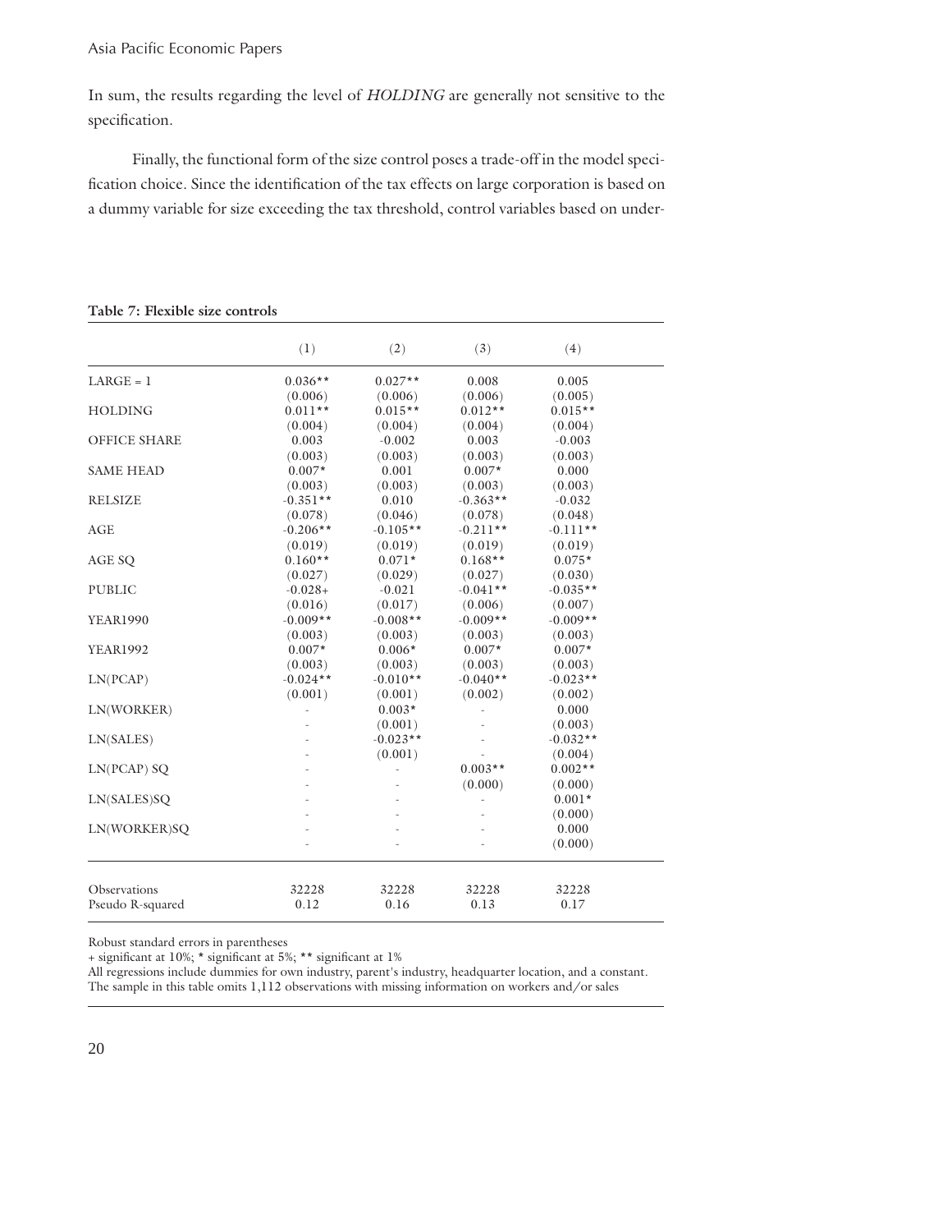In sum, the results regarding the level of *HOLDING* are generally not sensitive to the specification.

Finally, the functional form of the size control poses a trade-off in the model specification choice. Since the identification of the tax effects on large corporation is based on a dummy variable for size exceeding the tax threshold, control variables based on under-

**Table 7: Flexible size controls**

| | (1) | (2) | (3) | (4) |
|---|---|---|---|---|
| LARGE = 1 | 0.036** | 0.027** | 0.008 | 0.005 |
| | (0.006) | (0.006) | (0.006) | (0.005) |
| HOLDING | 0.011** | 0.015** | 0.012** | 0.015** |
| | (0.004) | (0.004) | (0.004) | (0.004) |
| OFFICE SHARE | 0.003 | -0.002 | 0.003 | -0.003 |
| | (0.003) | (0.003) | (0.003) | (0.003) |
| SAME HEAD | 0.007* | 0.001 | 0.007* | 0.000 |
| | (0.003) | (0.003) | (0.003) | (0.003) |
| RELSIZE | -0.351** | 0.010 | -0.363** | -0.032 |
| | (0.078) | (0.046) | (0.078) | (0.048) |
| AGE | -0.206** | -0.105** | -0.211** | -0.111** |
| | (0.019) | (0.019) | (0.019) | (0.019) |
| AGE SQ | 0.160** | 0.071* | 0.168** | 0.075* |
| | (0.027) | (0.029) | (0.027) | (0.030) |
| PUBLIC | -0.028+ | -0.021 | -0.041** | -0.035** |
| | (0.016) | (0.017) | (0.006) | (0.007) |
| YEAR1990 | -0.009** | -0.008** | -0.009** | -0.009** |
| | (0.003) | (0.003) | (0.003) | (0.003) |
| YEAR1992 | 0.007* | 0.006* | 0.007* | 0.007* |
| | (0.003) | (0.003) | (0.003) | (0.003) |
| LN(PCAP) | -0.024** | -0.010** | -0.040** | -0.023** |
| | (0.001) | (0.001) | (0.002) | (0.002) |
| LN(WORKER) | - | 0.003* | - | 0.000 |
| | - | (0.001) | - | (0.003) |
| LN(SALES) | - | -0.023** | - | -0.032** |
| | - | (0.001) | - | (0.004) |
| LN(PCAP) SQ | - | - | 0.003** | 0.002** |
| | - | - | (0.000) | (0.000) |
| LN(SALES)SQ | - | - | - | 0.001* |
| | - | - | - | (0.000) |
| LN(WORKER)SQ | - | - | - | 0.000 |
| | - | - | - | (0.000) |
| Observations | 32228 | 32228 | 32228 | 32228 |
| Pseudo R-squared | 0.12 | 0.16 | 0.13 | 0.17 |

Robust standard errors in parentheses

+ significant at 10%; * significant at 5%; ** significant at 1%

All regressions include dummies for own industry, parent's industry, headquarter location, and a constant.

The sample in this table omits 1,112 observations with missing information on workers and/or sales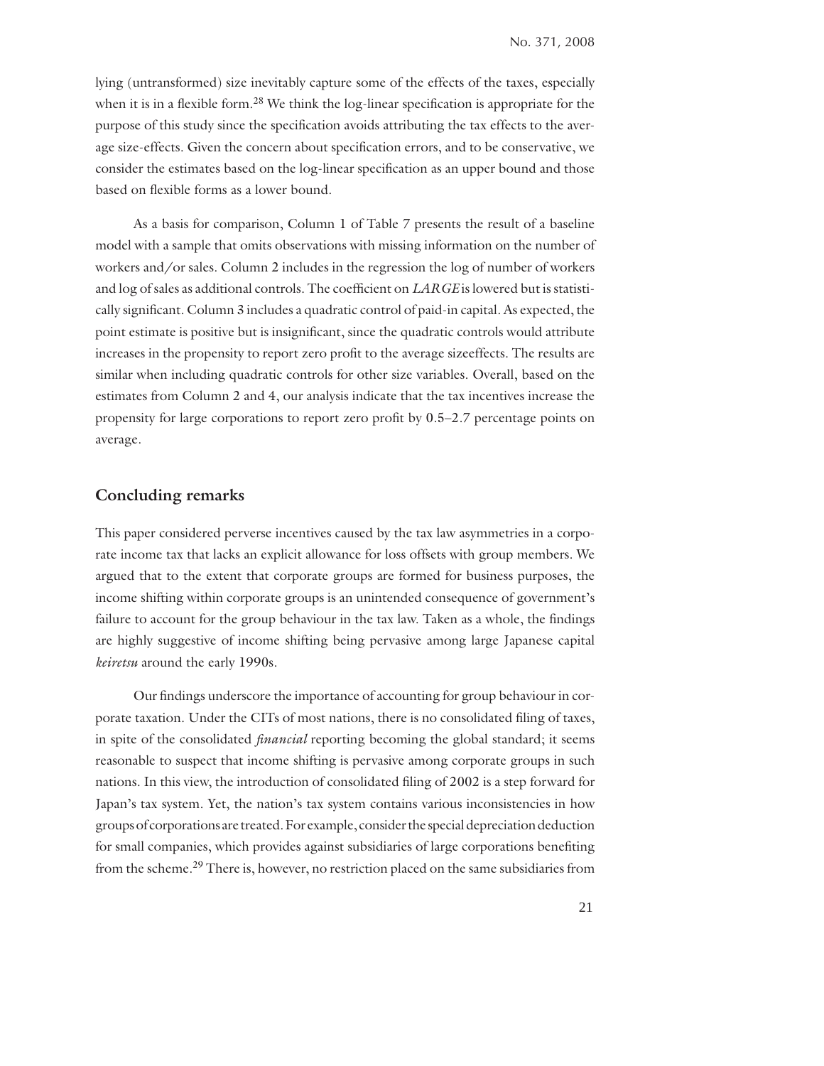lying (untransformed) size inevitably capture some of the effects of the taxes, especially when it is in a flexible form.[28] We think the log-linear specification is appropriate for the purpose of this study since the specification avoids attributing the tax effects to the average size-effects. Given the concern about specification errors, and to be conservative, we consider the estimates based on the log-linear specification as an upper bound and those based on flexible forms as a lower bound.

As a basis for comparison, Column 1 of Table 7 presents the result of a baseline model with a sample that omits observations with missing information on the number of workers and/or sales. Column 2 includes in the regression the log of number of workers and log of sales as additional controls. The coefficient on *LARGE* is lowered but is statistically significant. Column 3 includes a quadratic control of paid-in capital. As expected, the point estimate is positive but is insignificant, since the quadratic controls would attribute increases in the propensity to report zero profit to the average sizeeffects. The results are similar when including quadratic controls for other size variables. Overall, based on the estimates from Column 2 and 4, our analysis indicate that the tax incentives increase the propensity for large corporations to report zero profit by 0.5–2.7 percentage points on average.

## Concluding remarks

This paper considered perverse incentives caused by the tax law asymmetries in a corporate income tax that lacks an explicit allowance for loss offsets with group members. We argued that to the extent that corporate groups are formed for business purposes, the income shifting within corporate groups is an unintended consequence of government's failure to account for the group behaviour in the tax law. Taken as a whole, the findings are highly suggestive of income shifting being pervasive among large Japanese capital *keiretsu* around the early 1990s.

Our findings underscore the importance of accounting for group behaviour in corporate taxation. Under the CITs of most nations, there is no consolidated filing of taxes, in spite of the consolidated *financial* reporting becoming the global standard; it seems reasonable to suspect that income shifting is pervasive among corporate groups in such nations. In this view, the introduction of consolidated filing of 2002 is a step forward for Japan's tax system. Yet, the nation's tax system contains various inconsistencies in how groups of corporations are treated. For example, consider the special depreciation deduction for small companies, which provides against subsidiaries of large corporations benefiting from the scheme.[29] There is, however, no restriction placed on the same subsidiaries from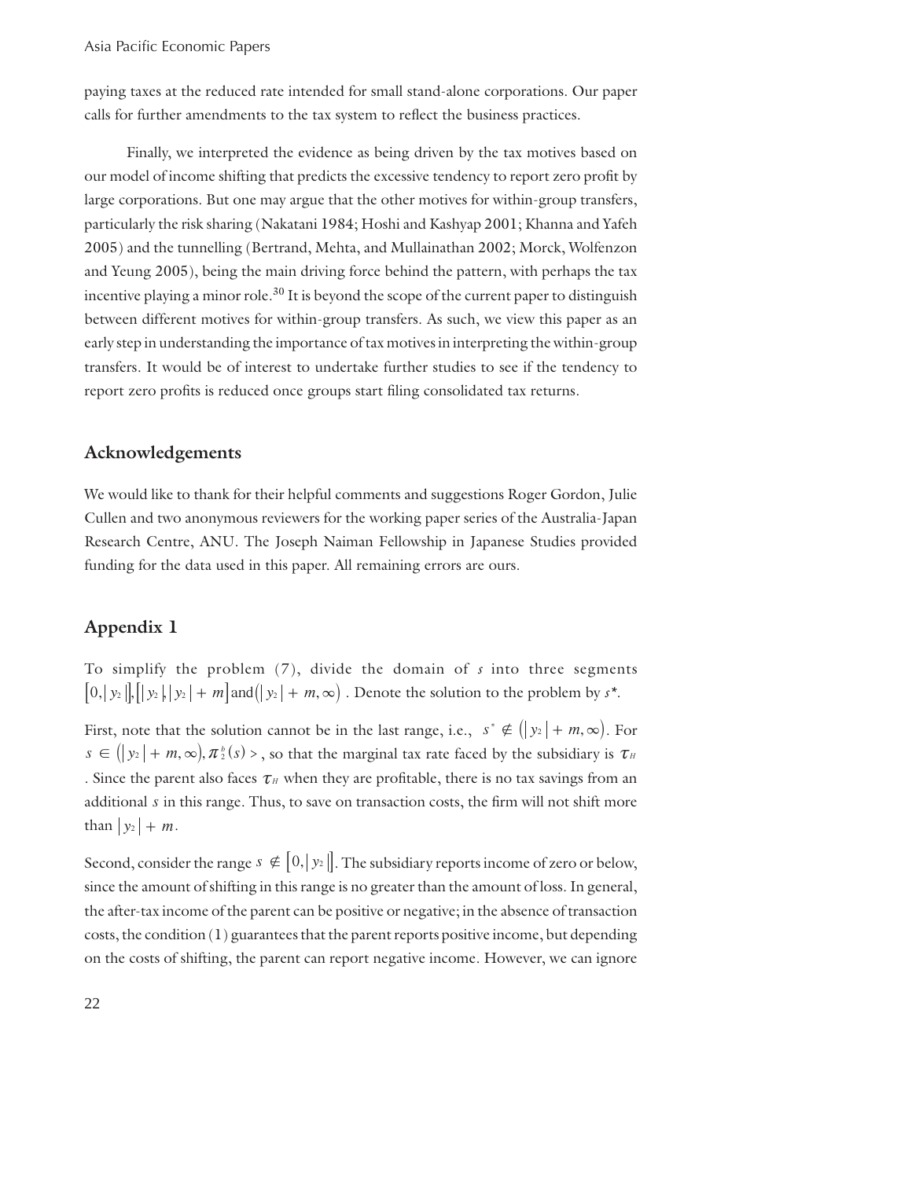paying taxes at the reduced rate intended for small stand-alone corporations. Our paper calls for further amendments to the tax system to reflect the business practices.

Finally, we interpreted the evidence as being driven by the tax motives based on our model of income shifting that predicts the excessive tendency to report zero profit by large corporations. But one may argue that the other motives for within-group transfers, particularly the risk sharing (Nakatani 1984; Hoshi and Kashyap 2001; Khanna and Yafeh 2005) and the tunnelling (Bertrand, Mehta, and Mullainathan 2002; Morck, Wolfenzon and Yeung 2005), being the main driving force behind the pattern, with perhaps the tax incentive playing a minor role.[30] It is beyond the scope of the current paper to distinguish between different motives for within-group transfers. As such, we view this paper as an early step in understanding the importance of tax motives in interpreting the within-group transfers. It would be of interest to undertake further studies to see if the tendency to report zero profits is reduced once groups start filing consolidated tax returns.

## Acknowledgements

We would like to thank for their helpful comments and suggestions Roger Gordon, Julie Cullen and two anonymous reviewers for the working paper series of the Australia-Japan Research Centre, ANU. The Joseph Naiman Fellowship in Japanese Studies provided funding for the data used in this paper. All remaining errors are ours.

## Appendix 1

To simplify the problem (7), divide the domain of $s$ into three segments $[0,|y_2|]$, $[|y_2|,|y_2|+m]$ and $(|y_2|+m,\infty)$. Denote the solution to the problem by $s^*$.

First, note that the solution cannot be in the last range, i.e., $s^* \notin (|y_2|+m,\infty)$. For $s \in (|y_2|+m,\infty), \pi_2^b(s) >$, so that the marginal tax rate faced by the subsidiary is $\tau_H$. Since the parent also faces $\tau_H$ when they are profitable, there is no tax savings from an additional $s$ in this range. Thus, to save on transaction costs, the firm will not shift more than $|y_2|+m$.

Second, consider the range $s \notin [0,|y_2|]$. The subsidiary reports income of zero or below, since the amount of shifting in this range is no greater than the amount of loss. In general, the after-tax income of the parent can be positive or negative; in the absence of transaction costs, the condition (1) guarantees that the parent reports positive income, but depending on the costs of shifting, the parent can report negative income. However, we can ignore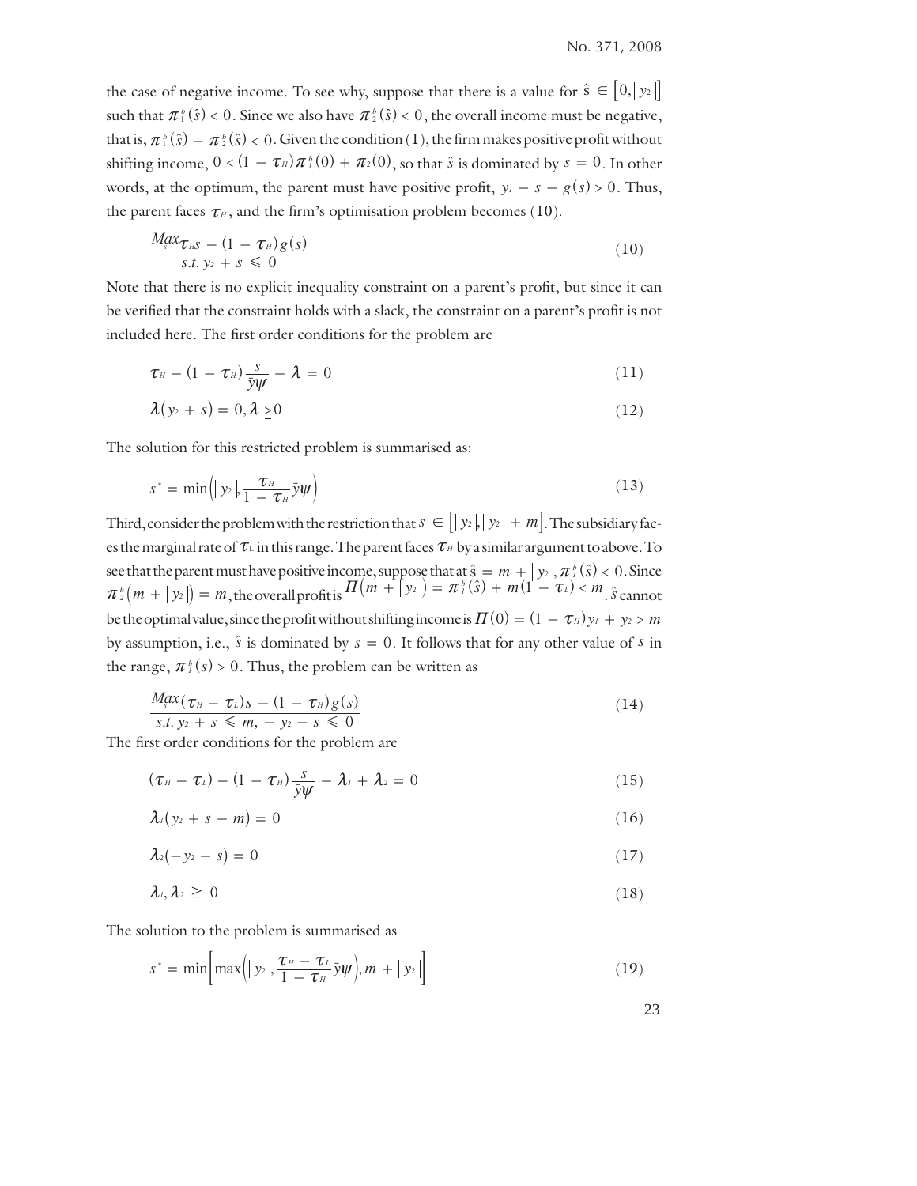the case of negative income. To see why, suppose that there is a value for $\hat{s} \in [0, |y_2|]$ such that $\pi_1^b(\hat{s}) < 0$. Since we also have $\pi_2^b(\hat{s}) < 0$, the overall income must be negative, that is, $\pi_1^b(\hat{s}) + \pi_2^b(\hat{s}) < 0$. Given the condition (1), the firm makes positive profit without shifting income, $0 < (1 - \tau_H)\pi_1^b(0) + \pi_2(0)$, so that $\hat{s}$ is dominated by $s = 0$. In other words, at the optimum, the parent must have positive profit, $y_1 - s - g(s) > 0$. Thus, the parent faces $\tau_H$, and the firm's optimisation problem becomes (10).

$$\frac{\underset{s}{Max}\, \tau_H s - (1 - \tau_H) g(s)}{s.t.\ y_2 + s \leqslant 0} \tag{10}$$

Note that there is no explicit inequality constraint on a parent's profit, but since it can be verified that the constraint holds with a slack, the constraint on a parent's profit is not included here. The first order conditions for the problem are

$$\tau_H - (1 - \tau_H)\frac{s}{\bar{y}\psi} - \lambda = 0 \tag{11}$$

$$\lambda(y_2 + s) = 0, \lambda \geq 0 \tag{12}$$

The solution for this restricted problem is summarised as:

$$s^* = \min\left(|y_2|, \frac{\tau_H}{1 - \tau_H}\bar{y}\psi\right) \tag{13}$$

Third, consider the problem with the restriction that $s \in [|y_2|, |y_2| + m]$. The subsidiary faces the marginal rate of $\tau_L$ in this range. The parent faces $\tau_H$ by a similar argument to above. To see that the parent must have positive income, suppose that at $\hat{s} = m + |y_2|, \pi_1^b(\hat{s}) < 0$. Since $\pi_2^b(m + |y_2|) = m$, the overall profit is $\Pi(m + |y_2|) = \pi_1^b(\hat{s}) + m(1 - \tau_L) < m$. $\hat{s}$ cannot be the optimal value, since the profit without shifting income is $\Pi(0) = (1 - \tau_H)y_1 + y_2 > m$ by assumption, i.e., $\hat{s}$ is dominated by $s = 0$. It follows that for any other value of $s$ in the range, $\pi_1^b(s) > 0$. Thus, the problem can be written as

$$\frac{\underset{s}{Max}(\tau_H - \tau_L)s - (1 - \tau_H)g(s)}{s.t.\ y_2 + s \leqslant m, -y_2 - s \leqslant 0} \tag{14}$$

The first order conditions for the problem are

$$(\tau_H - \tau_L) - (1 - \tau_H)\frac{s}{\bar{y}\psi} - \lambda_1 + \lambda_2 = 0 \tag{15}$$

$$\lambda_1(y_2 + s - m) = 0 \tag{16}$$

$$\lambda_2(-y_2 - s) = 0 \tag{17}$$

$$\lambda_1, \lambda_2 \geq 0 \tag{18}$$

The solution to the problem is summarised as

$$s^* = \min\left[\max\left(|y_2|, \frac{\tau_H - \tau_L}{1 - \tau_H}\bar{y}\psi\right), m + |y_2|\right] \tag{19}$$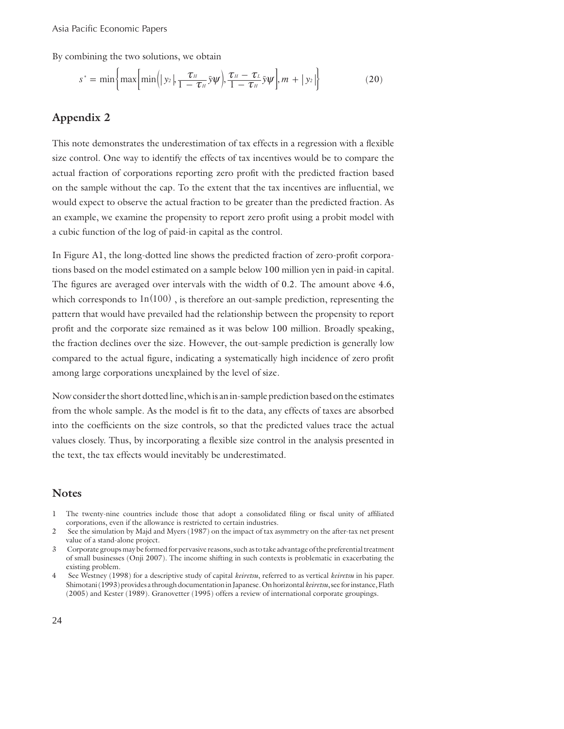By combining the two solutions, we obtain

$$s^* = \min\left\{\max\left[\min\left(|y_2|, \frac{\tau_H}{1-\tau_H}\bar{y}\psi\right), \frac{\tau_H - \tau_L}{1-\tau_H}\bar{y}\psi\right], m + |y_2|\right\} \tag{20}$$

## Appendix 2

This note demonstrates the underestimation of tax effects in a regression with a flexible size control. One way to identify the effects of tax incentives would be to compare the actual fraction of corporations reporting zero profit with the predicted fraction based on the sample without the cap. To the extent that the tax incentives are influential, we would expect to observe the actual fraction to be greater than the predicted fraction. As an example, we examine the propensity to report zero profit using a probit model with a cubic function of the log of paid-in capital as the control.

In Figure A1, the long-dotted line shows the predicted fraction of zero-profit corporations based on the model estimated on a sample below 100 million yen in paid-in capital. The figures are averaged over intervals with the width of 0.2. The amount above 4.6, which corresponds to $\ln(100)$ , is therefore an out-sample prediction, representing the pattern that would have prevailed had the relationship between the propensity to report profit and the corporate size remained as it was below 100 million. Broadly speaking, the fraction declines over the size. However, the out-sample prediction is generally low compared to the actual figure, indicating a systematically high incidence of zero profit among large corporations unexplained by the level of size.

Now consider the short dotted line, which is an in-sample prediction based on the estimates from the whole sample. As the model is fit to the data, any effects of taxes are absorbed into the coefficients on the size controls, so that the predicted values trace the actual values closely. Thus, by incorporating a flexible size control in the analysis presented in the text, the tax effects would inevitably be underestimated.

## Notes

1 The twenty-nine countries include those that adopt a consolidated filing or fiscal unity of affiliated corporations, even if the allowance is restricted to certain industries.

2 See the simulation by Majd and Myers (1987) on the impact of tax asymmetry on the after-tax net present value of a stand-alone project.

3 Corporate groups may be formed for pervasive reasons, such as to take advantage of the preferential treatment of small businesses (Onji 2007). The income shifting in such contexts is problematic in exacerbating the existing problem.

4 See Westney (1998) for a descriptive study of capital *keiretsu*, referred to as vertical *keiretsu* in his paper. Shimotani (1993) provides a through documentation in Japanese. On horizontal *keiretsu*, see for instance, Flath (2005) and Kester (1989). Granovetter (1995) offers a review of international corporate groupings.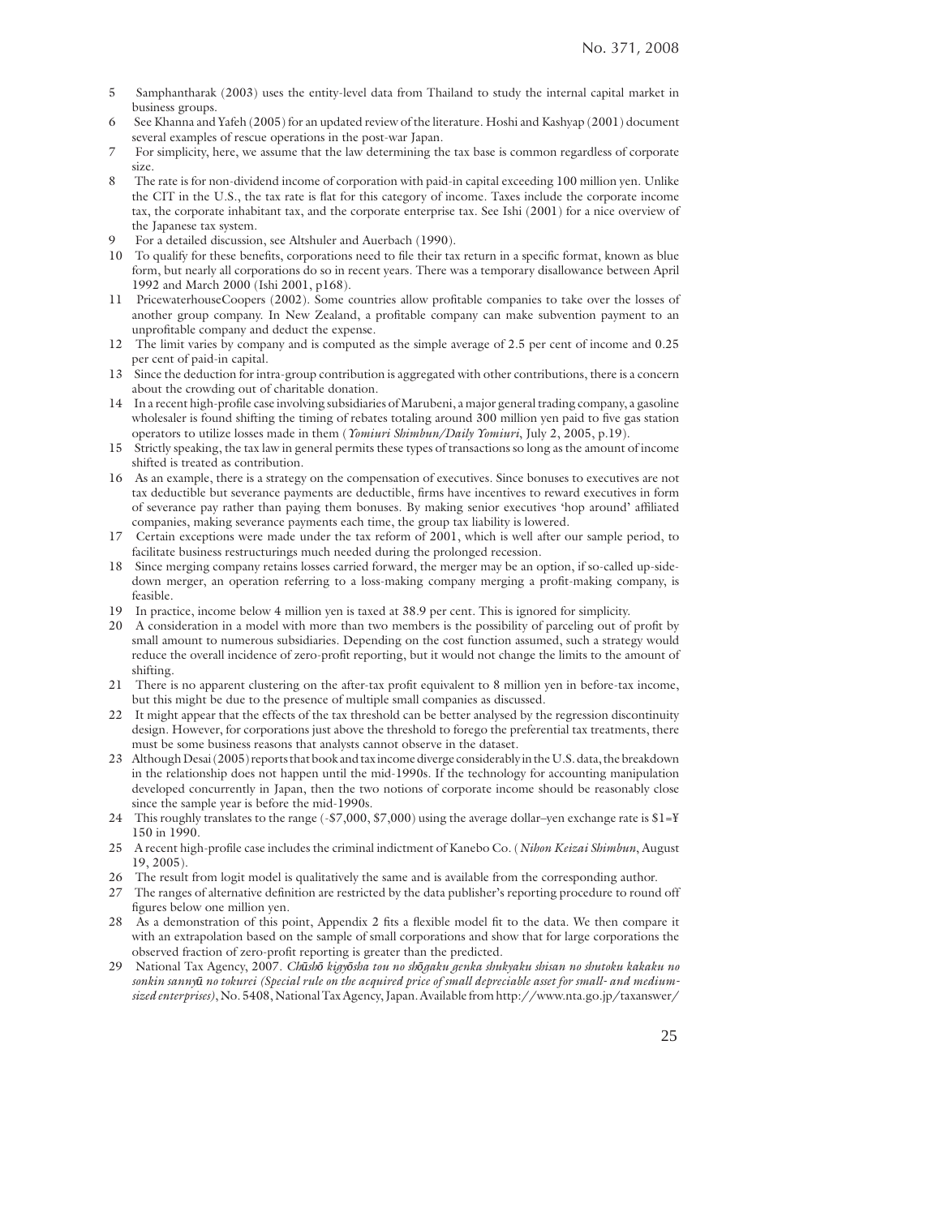5 Samphantharak (2003) uses the entity-level data from Thailand to study the internal capital market in business groups.

6 See Khanna and Yafeh (2005) for an updated review of the literature. Hoshi and Kashyap (2001) document several examples of rescue operations in the post-war Japan.

7 For simplicity, here, we assume that the law determining the tax base is common regardless of corporate size.

8 The rate is for non-dividend income of corporation with paid-in capital exceeding 100 million yen. Unlike the CIT in the U.S., the tax rate is flat for this category of income. Taxes include the corporate income tax, the corporate inhabitant tax, and the corporate enterprise tax. See Ishi (2001) for a nice overview of the Japanese tax system.

9 For a detailed discussion, see Altshuler and Auerbach (1990).

10 To qualify for these benefits, corporations need to file their tax return in a specific format, known as blue form, but nearly all corporations do so in recent years. There was a temporary disallowance between April 1992 and March 2000 (Ishi 2001, p168).

11 PricewaterhouseCoopers (2002). Some countries allow profitable companies to take over the losses of another group company. In New Zealand, a profitable company can make subvention payment to an unprofitable company and deduct the expense.

12 The limit varies by company and is computed as the simple average of 2.5 per cent of income and 0.25 per cent of paid-in capital.

13 Since the deduction for intra-group contribution is aggregated with other contributions, there is a concern about the crowding out of charitable donation.

14 In a recent high-profile case involving subsidiaries of Marubeni, a major general trading company, a gasoline wholesaler is found shifting the timing of rebates totaling around 300 million yen paid to five gas station operators to utilize losses made in them (*Yomiuri Shimbun/Daily Yomiuri*, July 2, 2005, p.19).

15 Strictly speaking, the tax law in general permits these types of transactions so long as the amount of income shifted is treated as contribution.

16 As an example, there is a strategy on the compensation of executives. Since bonuses to executives are not tax deductible but severance payments are deductible, firms have incentives to reward executives in form of severance pay rather than paying them bonuses. By making senior executives 'hop around' affiliated companies, making severance payments each time, the group tax liability is lowered.

17 Certain exceptions were made under the tax reform of 2001, which is well after our sample period, to facilitate business restructurings much needed during the prolonged recession.

18 Since merging company retains losses carried forward, the merger may be an option, if so-called up-side-down merger, an operation referring to a loss-making company merging a profit-making company, is feasible.

19 In practice, income below 4 million yen is taxed at 38.9 per cent. This is ignored for simplicity.

20 A consideration in a model with more than two members is the possibility of parceling out of profit by small amount to numerous subsidiaries. Depending on the cost function assumed, such a strategy would reduce the overall incidence of zero-profit reporting, but it would not change the limits to the amount of shifting.

21 There is no apparent clustering on the after-tax profit equivalent to 8 million yen in before-tax income, but this might be due to the presence of multiple small companies as discussed.

22 It might appear that the effects of the tax threshold can be better analysed by the regression discontinuity design. However, for corporations just above the threshold to forego the preferential tax treatments, there must be some business reasons that analysts cannot observe in the dataset.

23 Although Desai (2005) reports that book and tax income diverge considerably in the U.S. data, the breakdown in the relationship does not happen until the mid-1990s. If the technology for accounting manipulation developed concurrently in Japan, then the two notions of corporate income should be reasonably close since the sample year is before the mid-1990s.

24 This roughly translates to the range (-$7,000, $7,000) using the average dollar–yen exchange rate is $1=¥ 150 in 1990.

25 A recent high-profile case includes the criminal indictment of Kanebo Co. (*Nihon Keizai Shimbun*, August 19, 2005).

26 The result from logit model is qualitatively the same and is available from the corresponding author.

27 The ranges of alternative definition are restricted by the data publisher's reporting procedure to round off figures below one million yen.

28 As a demonstration of this point, Appendix 2 fits a flexible model fit to the data. We then compare it with an extrapolation based on the sample of small corporations and show that for large corporations the observed fraction of zero-profit reporting is greater than the predicted.

29 National Tax Agency, 2007. *Chūshō kigyōsha tou no shōgaku genka shukyaku shisan no shutoku kakaku no sonkin sannyū no tokurei (Special rule on the acquired price of small depreciable asset for small- and medium-sized enterprises)*, No. 5408, National Tax Agency, Japan. Available from http://www.nta.go.jp/taxanswer/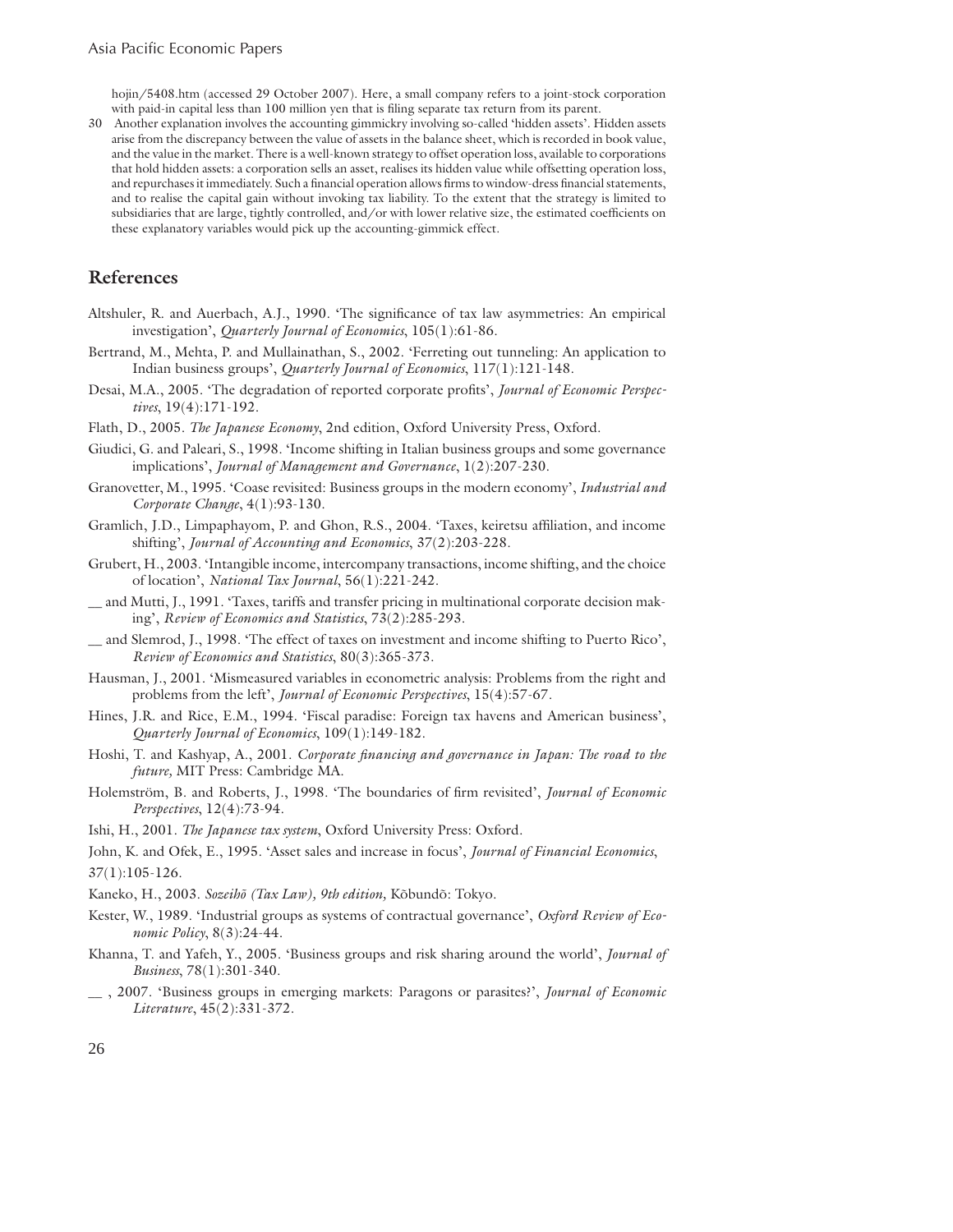hojin/5408.htm (accessed 29 October 2007). Here, a small company refers to a joint-stock corporation with paid-in capital less than 100 million yen that is filing separate tax return from its parent.

30 Another explanation involves the accounting gimmickry involving so-called 'hidden assets'. Hidden assets arise from the discrepancy between the value of assets in the balance sheet, which is recorded in book value, and the value in the market. There is a well-known strategy to offset operation loss, available to corporations that hold hidden assets: a corporation sells an asset, realises its hidden value while offsetting operation loss, and repurchases it immediately. Such a financial operation allows firms to window-dress financial statements, and to realise the capital gain without invoking tax liability. To the extent that the strategy is limited to subsidiaries that are large, tightly controlled, and/or with lower relative size, the estimated coefficients on these explanatory variables would pick up the accounting-gimmick effect.

## References

Altshuler, R. and Auerbach, A.J., 1990. 'The significance of tax law asymmetries: An empirical investigation', *Quarterly Journal of Economics*, 105(1):61-86.

Bertrand, M., Mehta, P. and Mullainathan, S., 2002. 'Ferreting out tunneling: An application to Indian business groups', *Quarterly Journal of Economics*, 117(1):121-148.

Desai, M.A., 2005. 'The degradation of reported corporate profits', *Journal of Economic Perspectives*, 19(4):171-192.

Flath, D., 2005. *The Japanese Economy*, 2nd edition, Oxford University Press, Oxford.

Giudici, G. and Paleari, S., 1998. 'Income shifting in Italian business groups and some governance implications', *Journal of Management and Governance*, 1(2):207-230.

Granovetter, M., 1995. 'Coase revisited: Business groups in the modern economy', *Industrial and Corporate Change*, 4(1):93-130.

Gramlich, J.D., Limpaphayom, P. and Ghon, R.S., 2004. 'Taxes, keiretsu affiliation, and income shifting', *Journal of Accounting and Economics*, 37(2):203-228.

Grubert, H., 2003. 'Intangible income, intercompany transactions, income shifting, and the choice of location', *National Tax Journal*, 56(1):221-242.

__ and Mutti, J., 1991. 'Taxes, tariffs and transfer pricing in multinational corporate decision making', *Review of Economics and Statistics*, 73(2):285-293.

__ and Slemrod, J., 1998. 'The effect of taxes on investment and income shifting to Puerto Rico', *Review of Economics and Statistics*, 80(3):365-373.

Hausman, J., 2001. 'Mismeasured variables in econometric analysis: Problems from the right and problems from the left', *Journal of Economic Perspectives*, 15(4):57-67.

Hines, J.R. and Rice, E.M., 1994. 'Fiscal paradise: Foreign tax havens and American business', *Quarterly Journal of Economics*, 109(1):149-182.

Hoshi, T. and Kashyap, A., 2001. *Corporate financing and governance in Japan: The road to the future,* MIT Press: Cambridge MA.

Holemström, B. and Roberts, J., 1998. 'The boundaries of firm revisited', *Journal of Economic Perspectives*, 12(4):73-94.

Ishi, H., 2001. *The Japanese tax system*, Oxford University Press: Oxford.

John, K. and Ofek, E., 1995. 'Asset sales and increase in focus', *Journal of Financial Economics*, 37(1):105-126.

Kaneko, H., 2003. *Sozeihō (Tax Law), 9th edition,* Kōbundō: Tokyo.

Kester, W., 1989. 'Industrial groups as systems of contractual governance', *Oxford Review of Economic Policy*, 8(3):24-44.

Khanna, T. and Yafeh, Y., 2005. 'Business groups and risk sharing around the world', *Journal of Business*, 78(1):301-340.

__ , 2007. 'Business groups in emerging markets: Paragons or parasites?', *Journal of Economic Literature*, 45(2):331-372.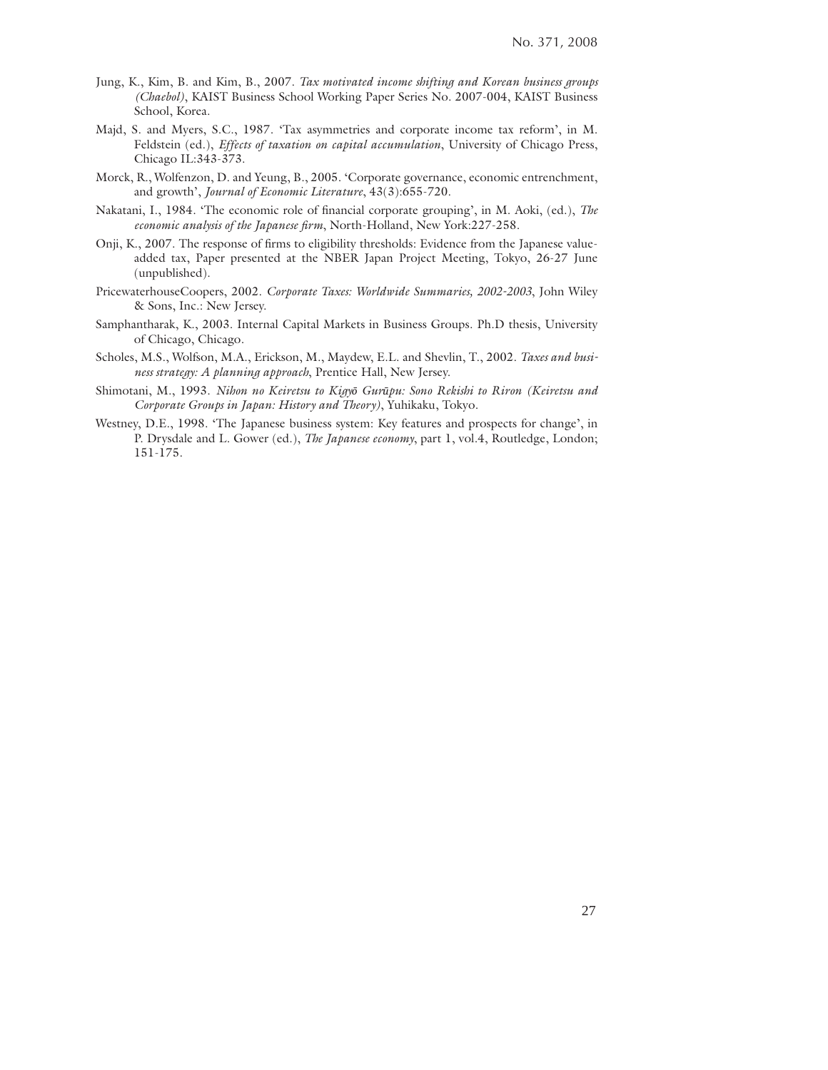Jung, K., Kim, B. and Kim, B., 2007. *Tax motivated income shifting and Korean business groups (Chaebol)*, KAIST Business School Working Paper Series No. 2007-004, KAIST Business School, Korea.

Majd, S. and Myers, S.C., 1987. 'Tax asymmetries and corporate income tax reform', in M. Feldstein (ed.), *Effects of taxation on capital accumulation*, University of Chicago Press, Chicago IL:343-373.

Morck, R., Wolfenzon, D. and Yeung, B., 2005. 'Corporate governance, economic entrenchment, and growth', *Journal of Economic Literature*, 43(3):655-720.

Nakatani, I., 1984. 'The economic role of financial corporate grouping', in M. Aoki, (ed.), *The economic analysis of the Japanese firm*, North-Holland, New York:227-258.

Onji, K., 2007. The response of firms to eligibility thresholds: Evidence from the Japanese value-added tax, Paper presented at the NBER Japan Project Meeting, Tokyo, 26-27 June (unpublished).

PricewaterhouseCoopers, 2002. *Corporate Taxes: Worldwide Summaries, 2002-2003*, John Wiley & Sons, Inc.: New Jersey.

Samphantharak, K., 2003. Internal Capital Markets in Business Groups. Ph.D thesis, University of Chicago, Chicago.

Scholes, M.S., Wolfson, M.A., Erickson, M., Maydew, E.L. and Shevlin, T., 2002. *Taxes and business strategy: A planning approach*, Prentice Hall, New Jersey.

Shimotani, M., 1993. *Nihon no Keiretsu to Kigyō Gurūpu: Sono Rekishi to Riron (Keiretsu and Corporate Groups in Japan: History and Theory)*, Yuhikaku, Tokyo.

Westney, D.E., 1998. 'The Japanese business system: Key features and prospects for change', in P. Drysdale and L. Gower (ed.), *The Japanese economy*, part 1, vol.4, Routledge, London; 151-175.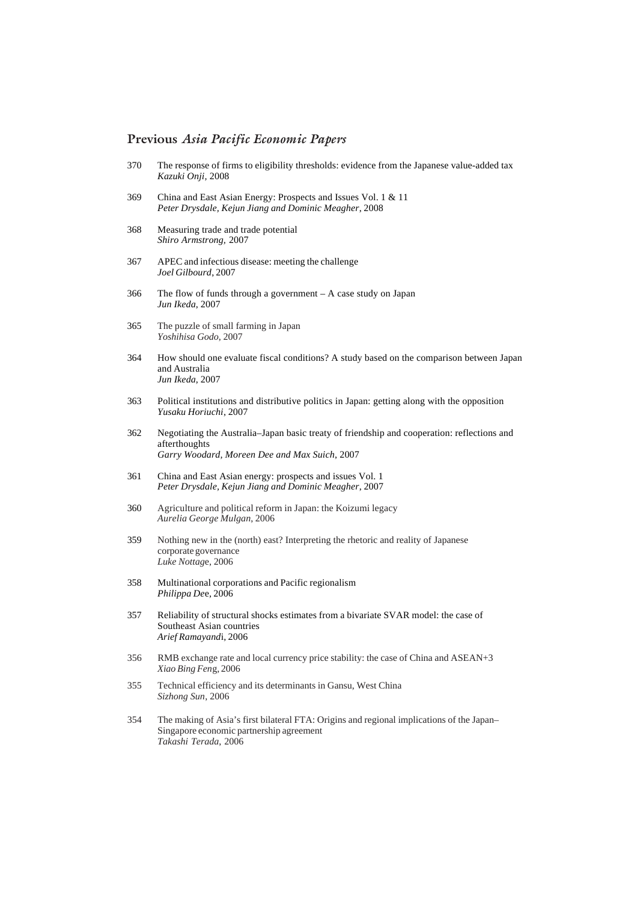## Previous *Asia Pacific Economic Papers*

370 The response of firms to eligibility thresholds: evidence from the Japanese value-added tax
*Kazuki Onji*, 2008

369 China and East Asian Energy: Prospects and Issues Vol. 1 & 11
*Peter Drysdale, Kejun Jiang and Dominic Meagher*, 2008

368 Measuring trade and trade potential
*Shiro Armstrong*, 2007

367 APEC and infectious disease: meeting the challenge
*Joel Gilbourd*, 2007

366 The flow of funds through a government – A case study on Japan
*Jun Ikeda*, 2007

365 The puzzle of small farming in Japan
*Yoshihisa Godo*, 2007

364 How should one evaluate fiscal conditions? A study based on the comparison between Japan and Australia
*Jun Ikeda*, 2007

363 Political institutions and distributive politics in Japan: getting along with the opposition
*Yusaku Horiuchi*, 2007

362 Negotiating the Australia–Japan basic treaty of friendship and cooperation: reflections and afterthoughts
*Garry Woodard, Moreen Dee and Max Suich*, 2007

361 China and East Asian energy: prospects and issues Vol. 1
*Peter Drysdale, Kejun Jiang and Dominic Meagher*, 2007

360 Agriculture and political reform in Japan: the Koizumi legacy
*Aurelia George Mulgan*, 2006

359 Nothing new in the (north) east? Interpreting the rhetoric and reality of Japanese corporate governance
*Luke Nottage*, 2006

358 Multinational corporations and Pacific regionalism
*Philippa Dee*, 2006

357 Reliability of structural shocks estimates from a bivariate SVAR model: the case of Southeast Asian countries
*Arief Ramayandi*, 2006

356 RMB exchange rate and local currency price stability: the case of China and ASEAN+3
*Xiao Bing Feng*, 2006

355 Technical efficiency and its determinants in Gansu, West China
*Sizhong Sun*, 2006

354 The making of Asia's first bilateral FTA: Origins and regional implications of the Japan–Singapore economic partnership agreement
*Takashi Terada*, 2006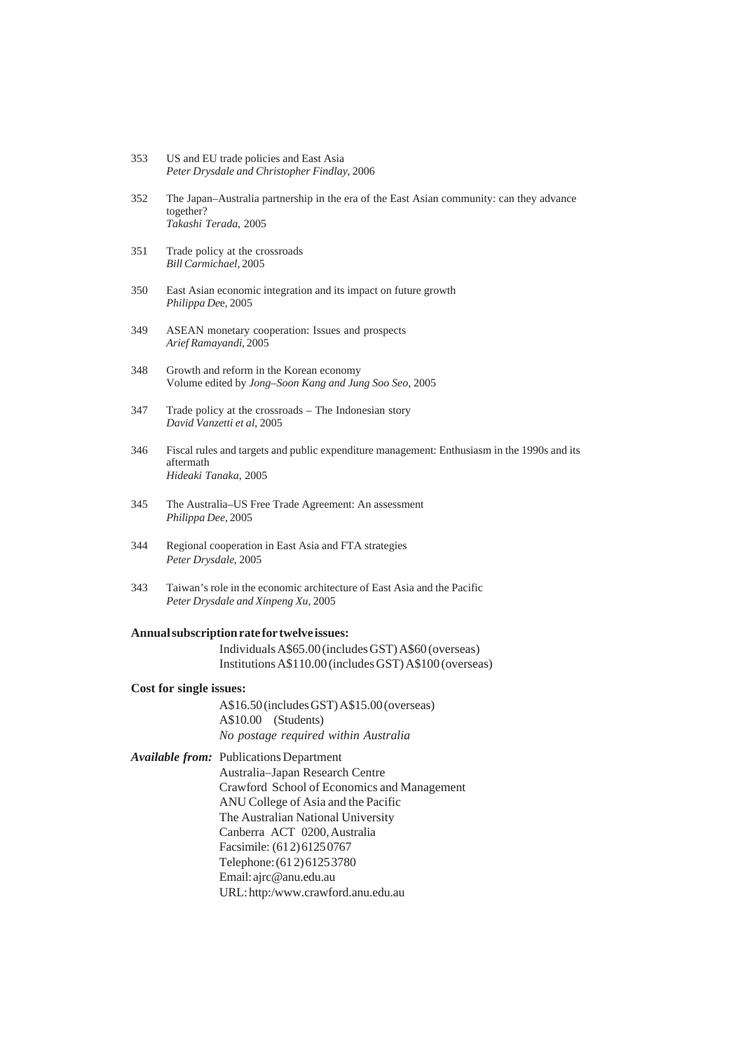353 US and EU trade policies and East Asia
*Peter Drysdale and Christopher Findlay*, 2006

352 The Japan–Australia partnership in the era of the East Asian community: can they advance together?
*Takashi Terada*, 2005

351 Trade policy at the crossroads
*Bill Carmichael*, 2005

350 East Asian economic integration and its impact on future growth
*Philippa Dee*, 2005

349 ASEAN monetary cooperation: Issues and prospects
*Arief Ramayandi*, 2005

348 Growth and reform in the Korean economy
Volume edited by *Jong–Soon Kang and Jung Soo Seo*, 2005

347 Trade policy at the crossroads – The Indonesian story
*David Vanzetti et al*, 2005

346 Fiscal rules and targets and public expenditure management: Enthusiasm in the 1990s and its aftermath
*Hideaki Tanaka*, 2005

345 The Australia–US Free Trade Agreement: An assessment
*Philippa Dee*, 2005

344 Regional cooperation in East Asia and FTA strategies
*Peter Drysdale*, 2005

343 Taiwan's role in the economic architecture of East Asia and the Pacific
*Peter Drysdale and Xinpeng Xu*, 2005

**Annual subscription rate for twelve issues:**

Individuals A$65.00 (includes GST) A$60 (overseas)
Institutions A$110.00 (includes GST) A$100 (overseas)

**Cost for single issues:**

A$16.50 (includes GST) A$15.00 (overseas)
A$10.00 (Students)
*No postage required within Australia*

***Available from:*** Publications Department
Australia–Japan Research Centre
Crawford School of Economics and Management
ANU College of Asia and the Pacific
The Australian National University
Canberra ACT 0200, Australia
Facsimile: (61 2) 6125 0767
Telephone: (61 2) 6125 3780
Email: ajrc@anu.edu.au
URL: http:/www.crawford.anu.edu.au